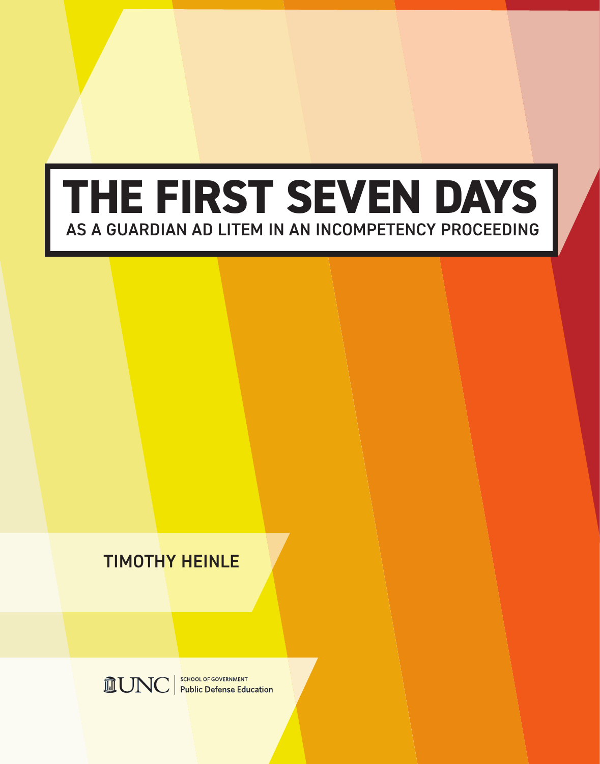# THE FIRST SEVEN DAYS

## AS A GUARDIAN AD LITEM IN AN INCOMPETENCY PROCEEDING

TIMOTHY HEINLE

UNC | SCHOOL OF GOVERNMENT
Public Defense Education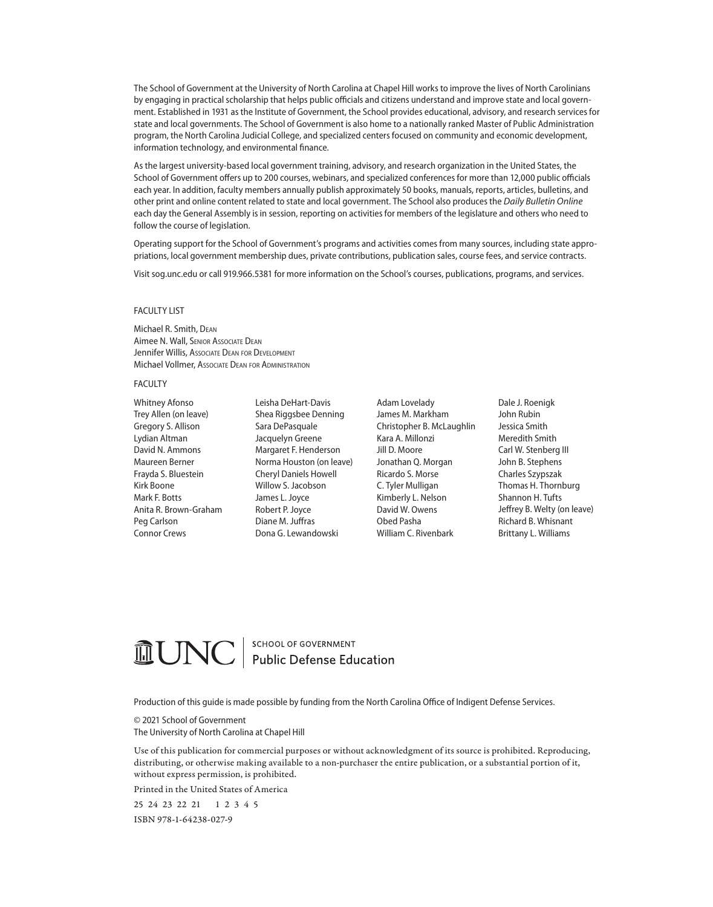The School of Government at the University of North Carolina at Chapel Hill works to improve the lives of North Carolinians by engaging in practical scholarship that helps public officials and citizens understand and improve state and local government. Established in 1931 as the Institute of Government, the School provides educational, advisory, and research services for state and local governments. The School of Government is also home to a nationally ranked Master of Public Administration program, the North Carolina Judicial College, and specialized centers focused on community and economic development, information technology, and environmental finance.

As the largest university-based local government training, advisory, and research organization in the United States, the School of Government offers up to 200 courses, webinars, and specialized conferences for more than 12,000 public officials each year. In addition, faculty members annually publish approximately 50 books, manuals, reports, articles, bulletins, and other print and online content related to state and local government. The School also produces the *Daily Bulletin Online* each day the General Assembly is in session, reporting on activities for members of the legislature and others who need to follow the course of legislation.

Operating support for the School of Government's programs and activities comes from many sources, including state appropriations, local government membership dues, private contributions, publication sales, course fees, and service contracts.

Visit sog.unc.edu or call 919.966.5381 for more information on the School's courses, publications, programs, and services.

FACULTY LIST

Michael R. Smith, Dean
Aimee N. Wall, Senior Associate Dean
Jennifer Willis, Associate Dean for Development
Michael Vollmer, Associate Dean for Administration

FACULTY

Whitney Afonso
Trey Allen (on leave)
Gregory S. Allison
Lydian Altman
David N. Ammons
Maureen Berner
Frayda S. Bluestein
Kirk Boone
Mark F. Botts
Anita R. Brown-Graham
Peg Carlson
Connor Crews
Leisha DeHart-Davis
Shea Riggsbee Denning
Sara DePasquale
Jacquelyn Greene
Margaret F. Henderson
Norma Houston (on leave)
Cheryl Daniels Howell
Willow S. Jacobson
James L. Joyce
Robert P. Joyce
Diane M. Juffras
Dona G. Lewandowski
Adam Lovelady
James M. Markham
Christopher B. McLaughlin
Kara A. Millonzi
Jill D. Moore
Jonathan Q. Morgan
Ricardo S. Morse
C. Tyler Mulligan
Kimberly L. Nelson
David W. Owens
Obed Pasha
William C. Rivenbark
Dale J. Roenigk
John Rubin
Jessica Smith
Meredith Smith
Carl W. Stenberg III
John B. Stephens
Charles Szypszak
Thomas H. Thornburg
Shannon H. Tufts
Jeffrey B. Welty (on leave)
Richard B. Whisnant
Brittany L. Williams

UNC | SCHOOL OF GOVERNMENT
Public Defense Education

Production of this guide is made possible by funding from the North Carolina Office of Indigent Defense Services.

© 2021 School of Government
The University of North Carolina at Chapel Hill

Use of this publication for commercial purposes or without acknowledgment of its source is prohibited. Reproducing, distributing, or otherwise making available to a non-purchaser the entire publication, or a substantial portion of it, without express permission, is prohibited.

Printed in the United States of America

25 24 23 22 21 1 2 3 4 5

ISBN 978-1-64238-027-9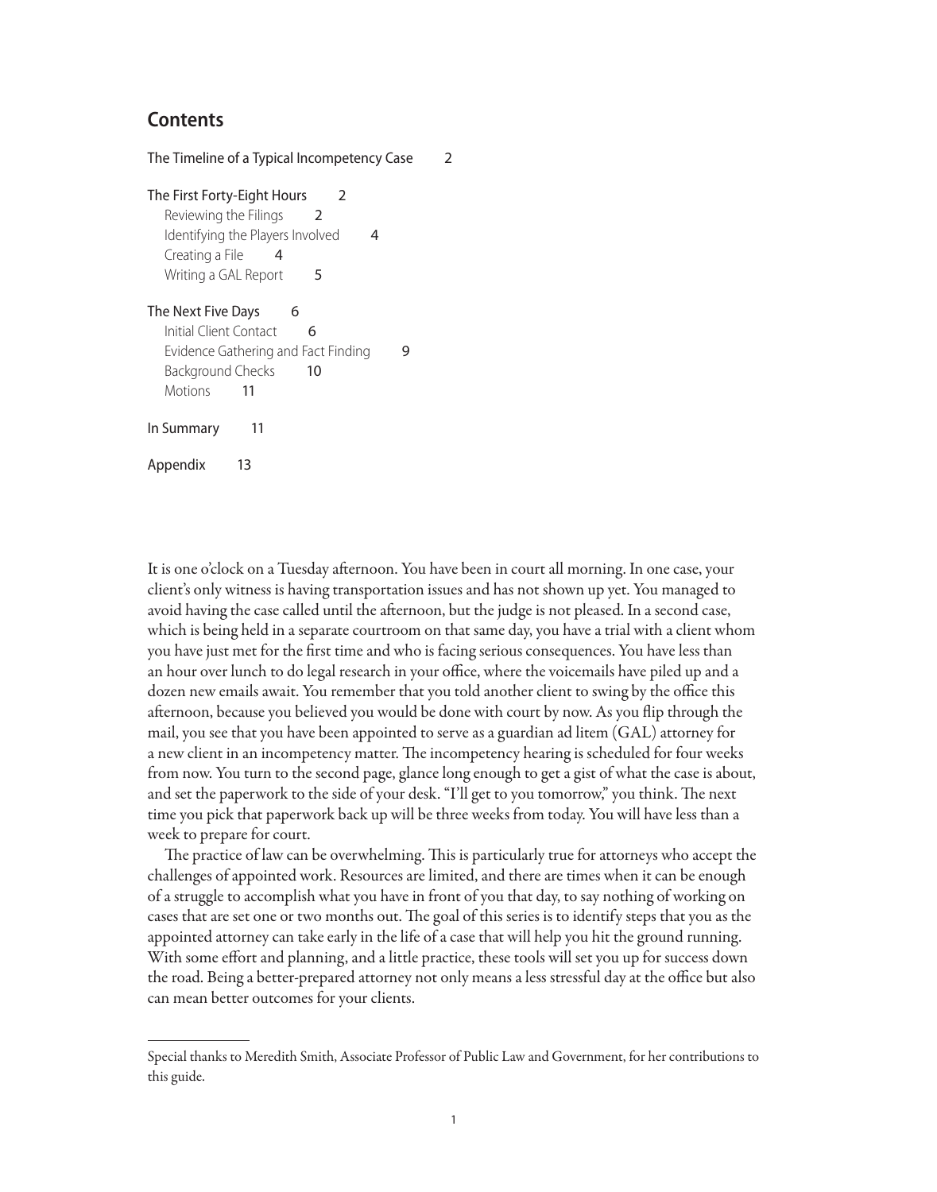## Contents

The Timeline of a Typical Incompetency Case 2

The First Forty-Eight Hours 2
- Reviewing the Filings 2
- Identifying the Players Involved 4
- Creating a File 4
- Writing a GAL Report 5

The Next Five Days 6
- Initial Client Contact 6
- Evidence Gathering and Fact Finding 9
- Background Checks 10
- Motions 11

In Summary 11

Appendix 13

It is one o'clock on a Tuesday afternoon. You have been in court all morning. In one case, your client's only witness is having transportation issues and has not shown up yet. You managed to avoid having the case called until the afternoon, but the judge is not pleased. In a second case, which is being held in a separate courtroom on that same day, you have a trial with a client whom you have just met for the first time and who is facing serious consequences. You have less than an hour over lunch to do legal research in your office, where the voicemails have piled up and a dozen new emails await. You remember that you told another client to swing by the office this afternoon, because you believed you would be done with court by now. As you flip through the mail, you see that you have been appointed to serve as a guardian ad litem (GAL) attorney for a new client in an incompetency matter. The incompetency hearing is scheduled for four weeks from now. You turn to the second page, glance long enough to get a gist of what the case is about, and set the paperwork to the side of your desk. "I'll get to you tomorrow," you think. The next time you pick that paperwork back up will be three weeks from today. You will have less than a week to prepare for court.

The practice of law can be overwhelming. This is particularly true for attorneys who accept the challenges of appointed work. Resources are limited, and there are times when it can be enough of a struggle to accomplish what you have in front of you that day, to say nothing of working on cases that are set one or two months out. The goal of this series is to identify steps that you as the appointed attorney can take early in the life of a case that will help you hit the ground running. With some effort and planning, and a little practice, these tools will set you up for success down the road. Being a better-prepared attorney not only means a less stressful day at the office but also can mean better outcomes for your clients.

---

Special thanks to Meredith Smith, Associate Professor of Public Law and Government, for her contributions to this guide.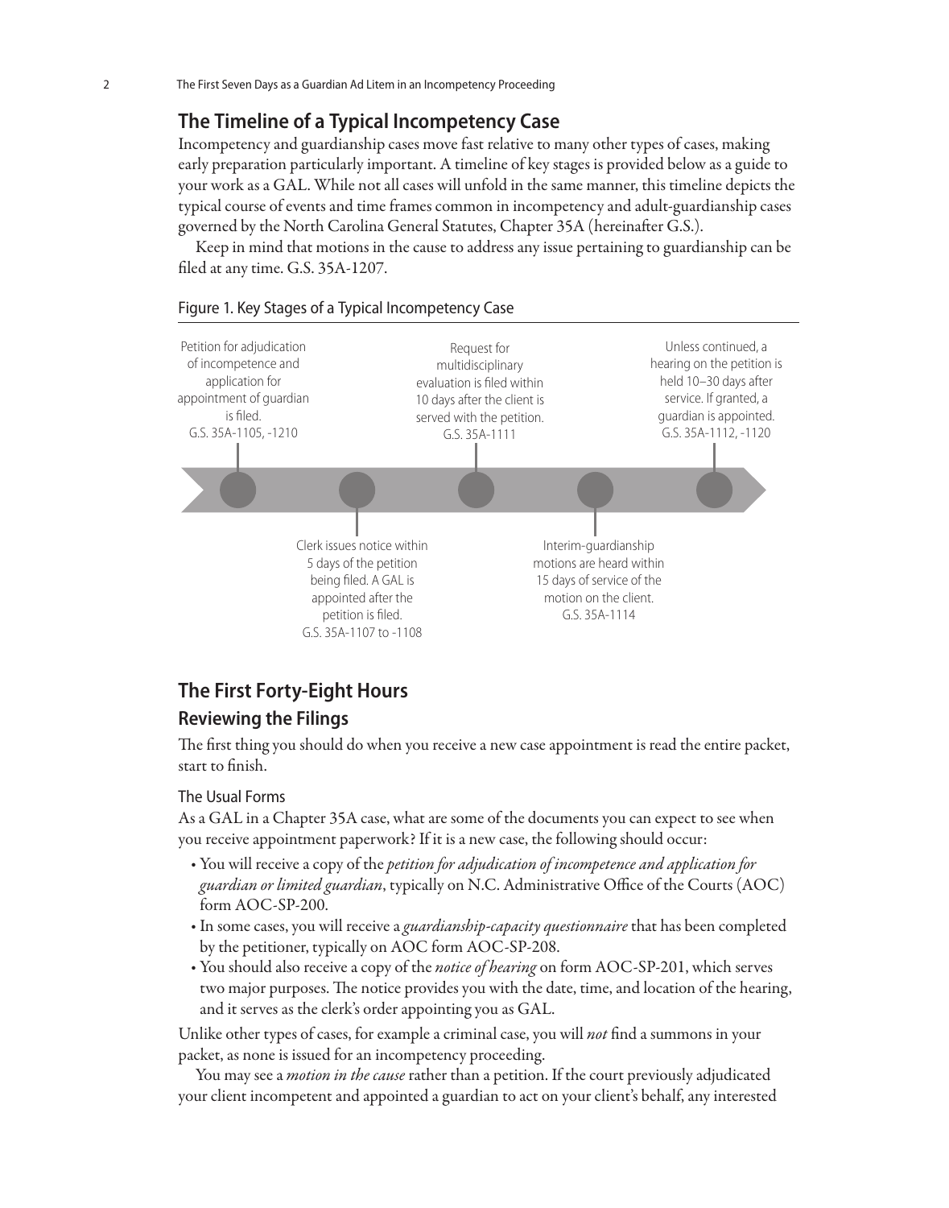## The Timeline of a Typical Incompetency Case

Incompetency and guardianship cases move fast relative to many other types of cases, making early preparation particularly important. A timeline of key stages is provided below as a guide to your work as a GAL. While not all cases will unfold in the same manner, this timeline depicts the typical course of events and time frames common in incompetency and adult-guardianship cases governed by the North Carolina General Statutes, Chapter 35A (hereinafter G.S.).

Keep in mind that motions in the cause to address any issue pertaining to guardianship can be filed at any time. G.S. 35A-1207.

Figure 1. Key Stages of a Typical Incompetency Case

1. Petition for adjudication of incompetence and application for appointment of guardian is filed. G.S. 35A-1105, -1210
2. Clerk issues notice within 5 days of the petition being filed. A GAL is appointed after the petition is filed. G.S. 35A-1107 to -1108
3. Request for multidisciplinary evaluation is filed within 10 days after the client is served with the petition. G.S. 35A-1111
4. Interim-guardianship motions are heard within 15 days of service of the motion on the client. G.S. 35A-1114
5. Unless continued, a hearing on the petition is held 10–30 days after service. If granted, a guardian is appointed. G.S. 35A-1112, -1120

## The First Forty-Eight Hours

### Reviewing the Filings

The first thing you should do when you receive a new case appointment is read the entire packet, start to finish.

#### The Usual Forms

As a GAL in a Chapter 35A case, what are some of the documents you can expect to see when you receive appointment paperwork? If it is a new case, the following should occur:

- You will receive a copy of the *petition for adjudication of incompetence and application for guardian or limited guardian*, typically on N.C. Administrative Office of the Courts (AOC) form AOC-SP-200.
- In some cases, you will receive a *guardianship-capacity questionnaire* that has been completed by the petitioner, typically on AOC form AOC-SP-208.
- You should also receive a copy of the *notice of hearing* on form AOC-SP-201, which serves two major purposes. The notice provides you with the date, time, and location of the hearing, and it serves as the clerk's order appointing you as GAL.

Unlike other types of cases, for example a criminal case, you will *not* find a summons in your packet, as none is issued for an incompetency proceeding.

You may see a *motion in the cause* rather than a petition. If the court previously adjudicated your client incompetent and appointed a guardian to act on your client's behalf, any interested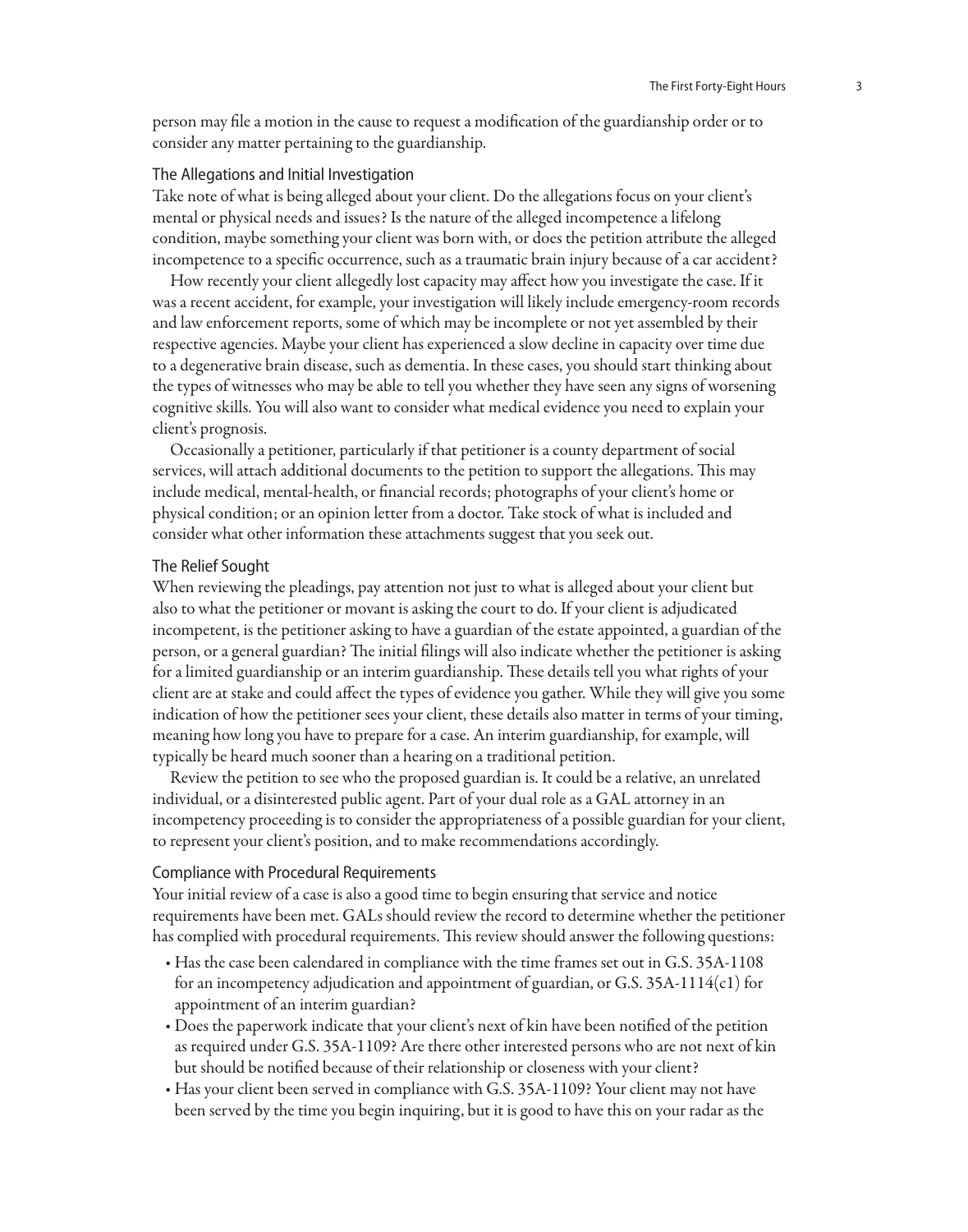person may file a motion in the cause to request a modification of the guardianship order or to consider any matter pertaining to the guardianship.

### The Allegations and Initial Investigation

Take note of what is being alleged about your client. Do the allegations focus on your client's mental or physical needs and issues? Is the nature of the alleged incompetence a lifelong condition, maybe something your client was born with, or does the petition attribute the alleged incompetence to a specific occurrence, such as a traumatic brain injury because of a car accident?

How recently your client allegedly lost capacity may affect how you investigate the case. If it was a recent accident, for example, your investigation will likely include emergency-room records and law enforcement reports, some of which may be incomplete or not yet assembled by their respective agencies. Maybe your client has experienced a slow decline in capacity over time due to a degenerative brain disease, such as dementia. In these cases, you should start thinking about the types of witnesses who may be able to tell you whether they have seen any signs of worsening cognitive skills. You will also want to consider what medical evidence you need to explain your client's prognosis.

Occasionally a petitioner, particularly if that petitioner is a county department of social services, will attach additional documents to the petition to support the allegations. This may include medical, mental-health, or financial records; photographs of your client's home or physical condition; or an opinion letter from a doctor. Take stock of what is included and consider what other information these attachments suggest that you seek out.

### The Relief Sought

When reviewing the pleadings, pay attention not just to what is alleged about your client but also to what the petitioner or movant is asking the court to do. If your client is adjudicated incompetent, is the petitioner asking to have a guardian of the estate appointed, a guardian of the person, or a general guardian? The initial filings will also indicate whether the petitioner is asking for a limited guardianship or an interim guardianship. These details tell you what rights of your client are at stake and could affect the types of evidence you gather. While they will give you some indication of how the petitioner sees your client, these details also matter in terms of your timing, meaning how long you have to prepare for a case. An interim guardianship, for example, will typically be heard much sooner than a hearing on a traditional petition.

Review the petition to see who the proposed guardian is. It could be a relative, an unrelated individual, or a disinterested public agent. Part of your dual role as a GAL attorney in an incompetency proceeding is to consider the appropriateness of a possible guardian for your client, to represent your client's position, and to make recommendations accordingly.

### Compliance with Procedural Requirements

Your initial review of a case is also a good time to begin ensuring that service and notice requirements have been met. GALs should review the record to determine whether the petitioner has complied with procedural requirements. This review should answer the following questions:

- Has the case been calendared in compliance with the time frames set out in G.S. 35A-1108 for an incompetency adjudication and appointment of guardian, or G.S. 35A-1114(c1) for appointment of an interim guardian?
- Does the paperwork indicate that your client's next of kin have been notified of the petition as required under G.S. 35A-1109? Are there other interested persons who are not next of kin but should be notified because of their relationship or closeness with your client?
- Has your client been served in compliance with G.S. 35A-1109? Your client may not have been served by the time you begin inquiring, but it is good to have this on your radar as the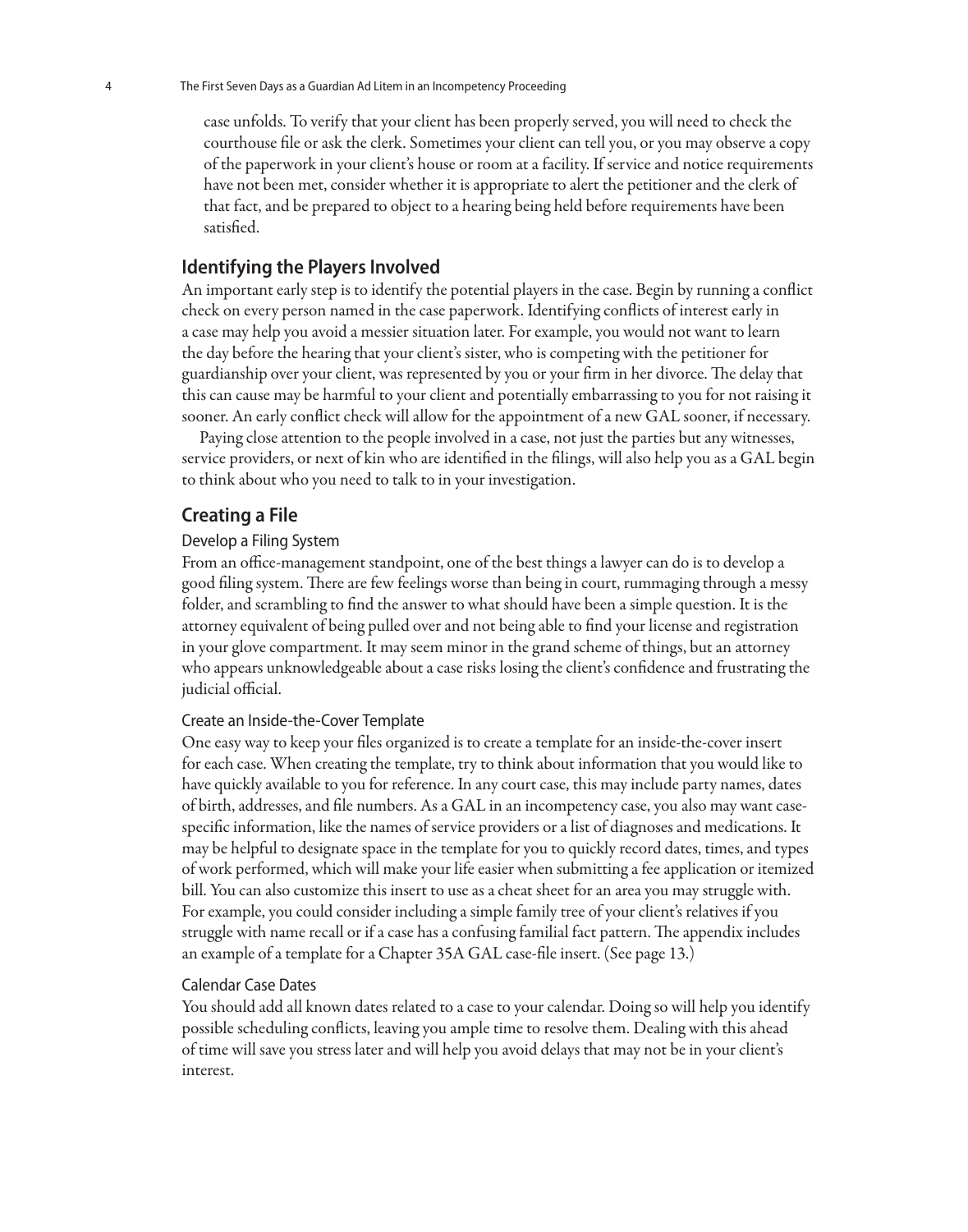case unfolds. To verify that your client has been properly served, you will need to check the courthouse file or ask the clerk. Sometimes your client can tell you, or you may observe a copy of the paperwork in your client's house or room at a facility. If service and notice requirements have not been met, consider whether it is appropriate to alert the petitioner and the clerk of that fact, and be prepared to object to a hearing being held before requirements have been satisfied.

## Identifying the Players Involved

An important early step is to identify the potential players in the case. Begin by running a conflict check on every person named in the case paperwork. Identifying conflicts of interest early in a case may help you avoid a messier situation later. For example, you would not want to learn the day before the hearing that your client's sister, who is competing with the petitioner for guardianship over your client, was represented by you or your firm in her divorce. The delay that this can cause may be harmful to your client and potentially embarrassing to you for not raising it sooner. An early conflict check will allow for the appointment of a new GAL sooner, if necessary.

Paying close attention to the people involved in a case, not just the parties but any witnesses, service providers, or next of kin who are identified in the filings, will also help you as a GAL begin to think about who you need to talk to in your investigation.

## Creating a File

### Develop a Filing System

From an office-management standpoint, one of the best things a lawyer can do is to develop a good filing system. There are few feelings worse than being in court, rummaging through a messy folder, and scrambling to find the answer to what should have been a simple question. It is the attorney equivalent of being pulled over and not being able to find your license and registration in your glove compartment. It may seem minor in the grand scheme of things, but an attorney who appears unknowledgeable about a case risks losing the client's confidence and frustrating the judicial official.

### Create an Inside-the-Cover Template

One easy way to keep your files organized is to create a template for an inside-the-cover insert for each case. When creating the template, try to think about information that you would like to have quickly available to you for reference. In any court case, this may include party names, dates of birth, addresses, and file numbers. As a GAL in an incompetency case, you also may want case-specific information, like the names of service providers or a list of diagnoses and medications. It may be helpful to designate space in the template for you to quickly record dates, times, and types of work performed, which will make your life easier when submitting a fee application or itemized bill. You can also customize this insert to use as a cheat sheet for an area you may struggle with. For example, you could consider including a simple family tree of your client's relatives if you struggle with name recall or if a case has a confusing familial fact pattern. The appendix includes an example of a template for a Chapter 35A GAL case-file insert. (See page 13.)

### Calendar Case Dates

You should add all known dates related to a case to your calendar. Doing so will help you identify possible scheduling conflicts, leaving you ample time to resolve them. Dealing with this ahead of time will save you stress later and will help you avoid delays that may not be in your client's interest.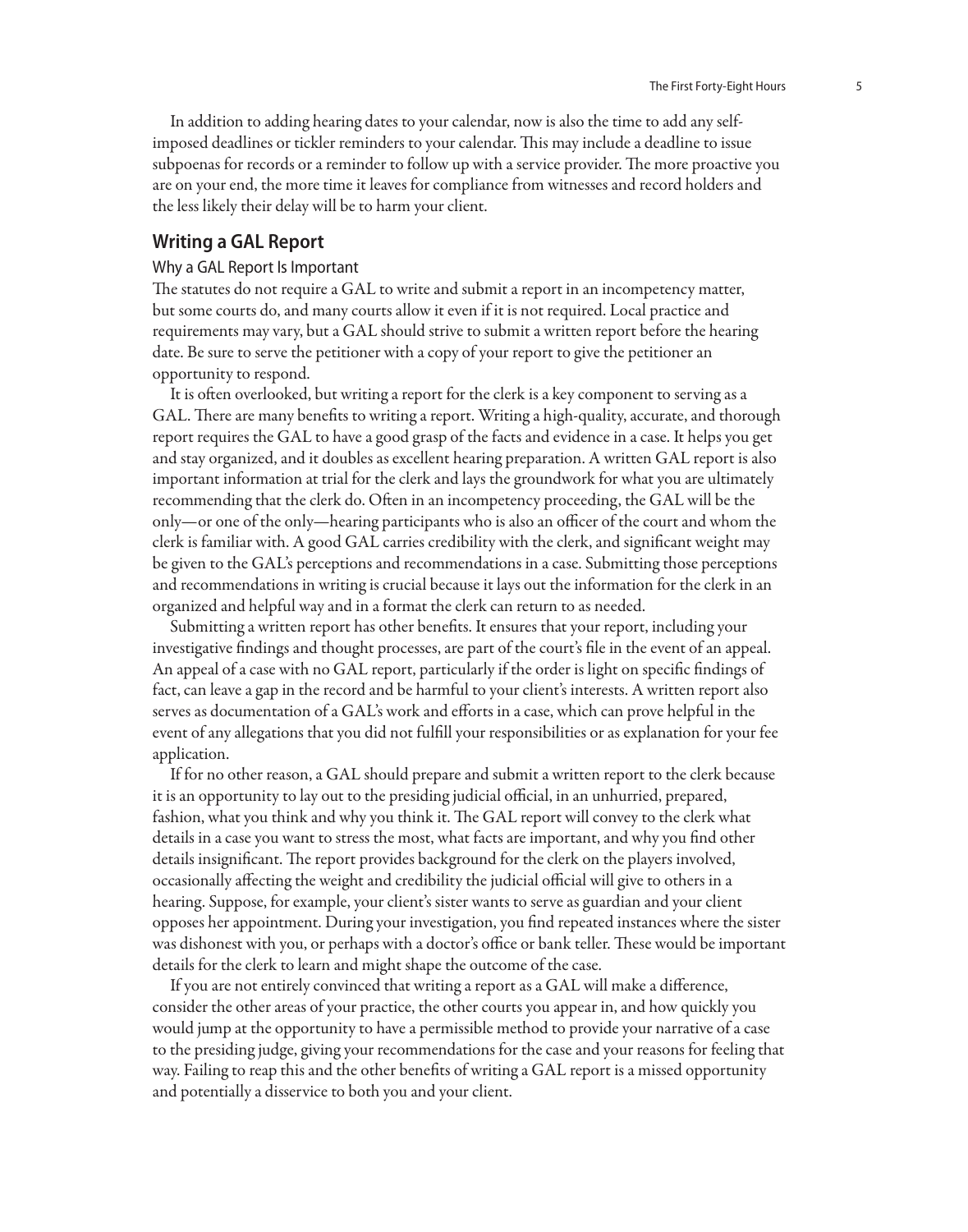In addition to adding hearing dates to your calendar, now is also the time to add any self-imposed deadlines or tickler reminders to your calendar. This may include a deadline to issue subpoenas for records or a reminder to follow up with a service provider. The more proactive you are on your end, the more time it leaves for compliance from witnesses and record holders and the less likely their delay will be to harm your client.

## Writing a GAL Report

### Why a GAL Report Is Important

The statutes do not require a GAL to write and submit a report in an incompetency matter, but some courts do, and many courts allow it even if it is not required. Local practice and requirements may vary, but a GAL should strive to submit a written report before the hearing date. Be sure to serve the petitioner with a copy of your report to give the petitioner an opportunity to respond.

It is often overlooked, but writing a report for the clerk is a key component to serving as a GAL. There are many benefits to writing a report. Writing a high-quality, accurate, and thorough report requires the GAL to have a good grasp of the facts and evidence in a case. It helps you get and stay organized, and it doubles as excellent hearing preparation. A written GAL report is also important information at trial for the clerk and lays the groundwork for what you are ultimately recommending that the clerk do. Often in an incompetency proceeding, the GAL will be the only—or one of the only—hearing participants who is also an officer of the court and whom the clerk is familiar with. A good GAL carries credibility with the clerk, and significant weight may be given to the GAL's perceptions and recommendations in a case. Submitting those perceptions and recommendations in writing is crucial because it lays out the information for the clerk in an organized and helpful way and in a format the clerk can return to as needed.

Submitting a written report has other benefits. It ensures that your report, including your investigative findings and thought processes, are part of the court's file in the event of an appeal. An appeal of a case with no GAL report, particularly if the order is light on specific findings of fact, can leave a gap in the record and be harmful to your client's interests. A written report also serves as documentation of a GAL's work and efforts in a case, which can prove helpful in the event of any allegations that you did not fulfill your responsibilities or as explanation for your fee application.

If for no other reason, a GAL should prepare and submit a written report to the clerk because it is an opportunity to lay out to the presiding judicial official, in an unhurried, prepared, fashion, what you think and why you think it. The GAL report will convey to the clerk what details in a case you want to stress the most, what facts are important, and why you find other details insignificant. The report provides background for the clerk on the players involved, occasionally affecting the weight and credibility the judicial official will give to others in a hearing. Suppose, for example, your client's sister wants to serve as guardian and your client opposes her appointment. During your investigation, you find repeated instances where the sister was dishonest with you, or perhaps with a doctor's office or bank teller. These would be important details for the clerk to learn and might shape the outcome of the case.

If you are not entirely convinced that writing a report as a GAL will make a difference, consider the other areas of your practice, the other courts you appear in, and how quickly you would jump at the opportunity to have a permissible method to provide your narrative of a case to the presiding judge, giving your recommendations for the case and your reasons for feeling that way. Failing to reap this and the other benefits of writing a GAL report is a missed opportunity and potentially a disservice to both you and your client.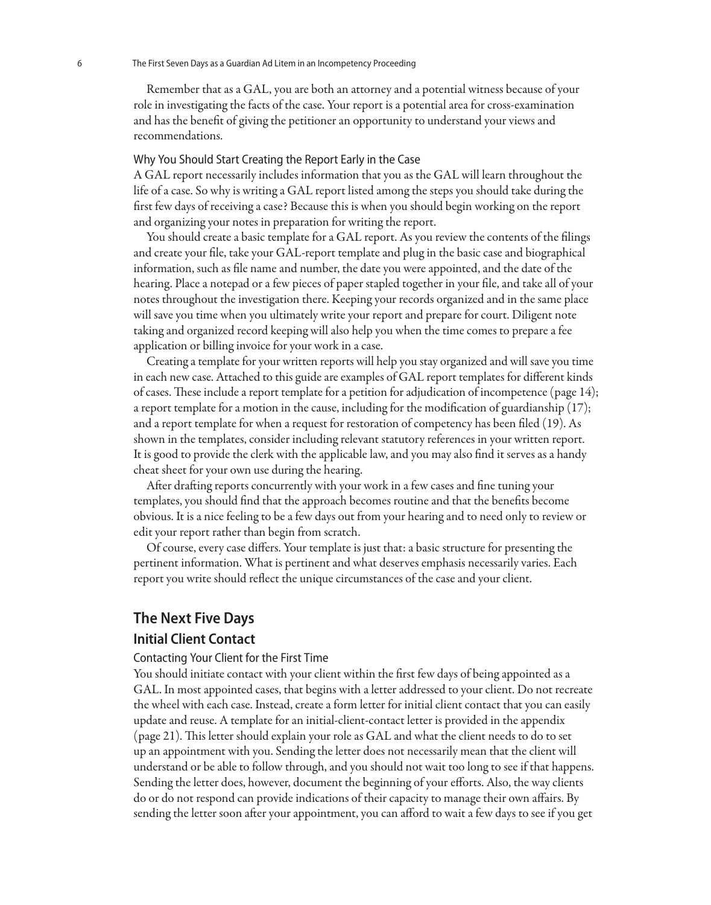Remember that as a GAL, you are both an attorney and a potential witness because of your role in investigating the facts of the case. Your report is a potential area for cross-examination and has the benefit of giving the petitioner an opportunity to understand your views and recommendations.

### Why You Should Start Creating the Report Early in the Case

A GAL report necessarily includes information that you as the GAL will learn throughout the life of a case. So why is writing a GAL report listed among the steps you should take during the first few days of receiving a case? Because this is when you should begin working on the report and organizing your notes in preparation for writing the report.

You should create a basic template for a GAL report. As you review the contents of the filings and create your file, take your GAL-report template and plug in the basic case and biographical information, such as file name and number, the date you were appointed, and the date of the hearing. Place a notepad or a few pieces of paper stapled together in your file, and take all of your notes throughout the investigation there. Keeping your records organized and in the same place will save you time when you ultimately write your report and prepare for court. Diligent note taking and organized record keeping will also help you when the time comes to prepare a fee application or billing invoice for your work in a case.

Creating a template for your written reports will help you stay organized and will save you time in each new case. Attached to this guide are examples of GAL report templates for different kinds of cases. These include a report template for a petition for adjudication of incompetence (page 14); a report template for a motion in the cause, including for the modification of guardianship (17); and a report template for when a request for restoration of competency has been filed (19). As shown in the templates, consider including relevant statutory references in your written report. It is good to provide the clerk with the applicable law, and you may also find it serves as a handy cheat sheet for your own use during the hearing.

After drafting reports concurrently with your work in a few cases and fine tuning your templates, you should find that the approach becomes routine and that the benefits become obvious. It is a nice feeling to be a few days out from your hearing and to need only to review or edit your report rather than begin from scratch.

Of course, every case differs. Your template is just that: a basic structure for presenting the pertinent information. What is pertinent and what deserves emphasis necessarily varies. Each report you write should reflect the unique circumstances of the case and your client.

## The Next Five Days

## Initial Client Contact

### Contacting Your Client for the First Time

You should initiate contact with your client within the first few days of being appointed as a GAL. In most appointed cases, that begins with a letter addressed to your client. Do not recreate the wheel with each case. Instead, create a form letter for initial client contact that you can easily update and reuse. A template for an initial-client-contact letter is provided in the appendix (page 21). This letter should explain your role as GAL and what the client needs to do to set up an appointment with you. Sending the letter does not necessarily mean that the client will understand or be able to follow through, and you should not wait too long to see if that happens. Sending the letter does, however, document the beginning of your efforts. Also, the way clients do or do not respond can provide indications of their capacity to manage their own affairs. By sending the letter soon after your appointment, you can afford to wait a few days to see if you get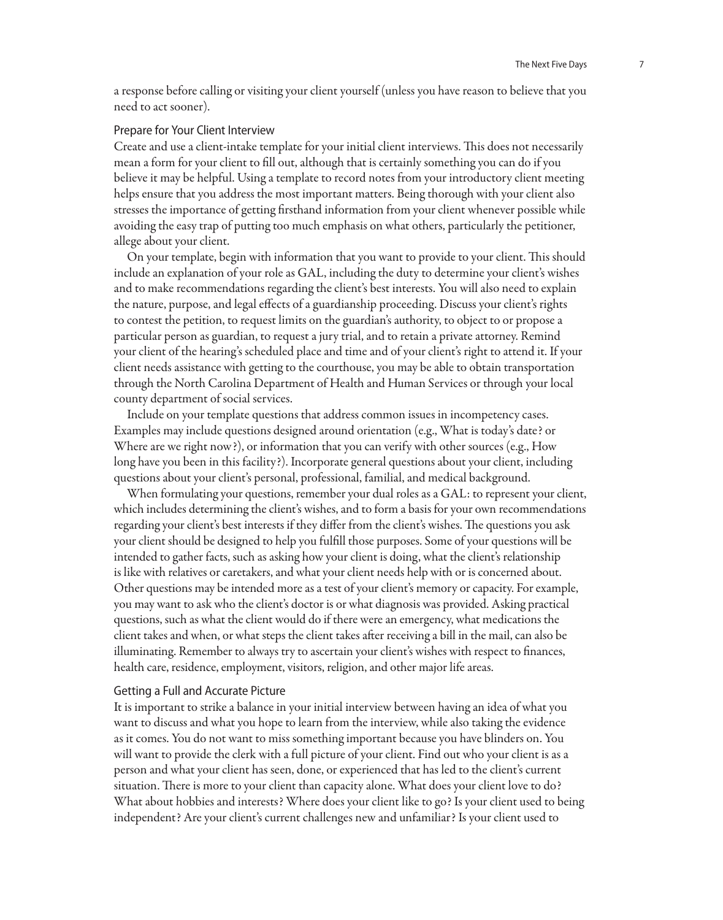a response before calling or visiting your client yourself (unless you have reason to believe that you need to act sooner).

### Prepare for Your Client Interview

Create and use a client-intake template for your initial client interviews. This does not necessarily mean a form for your client to fill out, although that is certainly something you can do if you believe it may be helpful. Using a template to record notes from your introductory client meeting helps ensure that you address the most important matters. Being thorough with your client also stresses the importance of getting firsthand information from your client whenever possible while avoiding the easy trap of putting too much emphasis on what others, particularly the petitioner, allege about your client.

On your template, begin with information that you want to provide to your client. This should include an explanation of your role as GAL, including the duty to determine your client's wishes and to make recommendations regarding the client's best interests. You will also need to explain the nature, purpose, and legal effects of a guardianship proceeding. Discuss your client's rights to contest the petition, to request limits on the guardian's authority, to object to or propose a particular person as guardian, to request a jury trial, and to retain a private attorney. Remind your client of the hearing's scheduled place and time and of your client's right to attend it. If your client needs assistance with getting to the courthouse, you may be able to obtain transportation through the North Carolina Department of Health and Human Services or through your local county department of social services.

Include on your template questions that address common issues in incompetency cases. Examples may include questions designed around orientation (e.g., What is today's date? or Where are we right now?), or information that you can verify with other sources (e.g., How long have you been in this facility?). Incorporate general questions about your client, including questions about your client's personal, professional, familial, and medical background.

When formulating your questions, remember your dual roles as a GAL: to represent your client, which includes determining the client's wishes, and to form a basis for your own recommendations regarding your client's best interests if they differ from the client's wishes. The questions you ask your client should be designed to help you fulfill those purposes. Some of your questions will be intended to gather facts, such as asking how your client is doing, what the client's relationship is like with relatives or caretakers, and what your client needs help with or is concerned about. Other questions may be intended more as a test of your client's memory or capacity. For example, you may want to ask who the client's doctor is or what diagnosis was provided. Asking practical questions, such as what the client would do if there were an emergency, what medications the client takes and when, or what steps the client takes after receiving a bill in the mail, can also be illuminating. Remember to always try to ascertain your client's wishes with respect to finances, health care, residence, employment, visitors, religion, and other major life areas.

### Getting a Full and Accurate Picture

It is important to strike a balance in your initial interview between having an idea of what you want to discuss and what you hope to learn from the interview, while also taking the evidence as it comes. You do not want to miss something important because you have blinders on. You will want to provide the clerk with a full picture of your client. Find out who your client is as a person and what your client has seen, done, or experienced that has led to the client's current situation. There is more to your client than capacity alone. What does your client love to do? What about hobbies and interests? Where does your client like to go? Is your client used to being independent? Are your client's current challenges new and unfamiliar? Is your client used to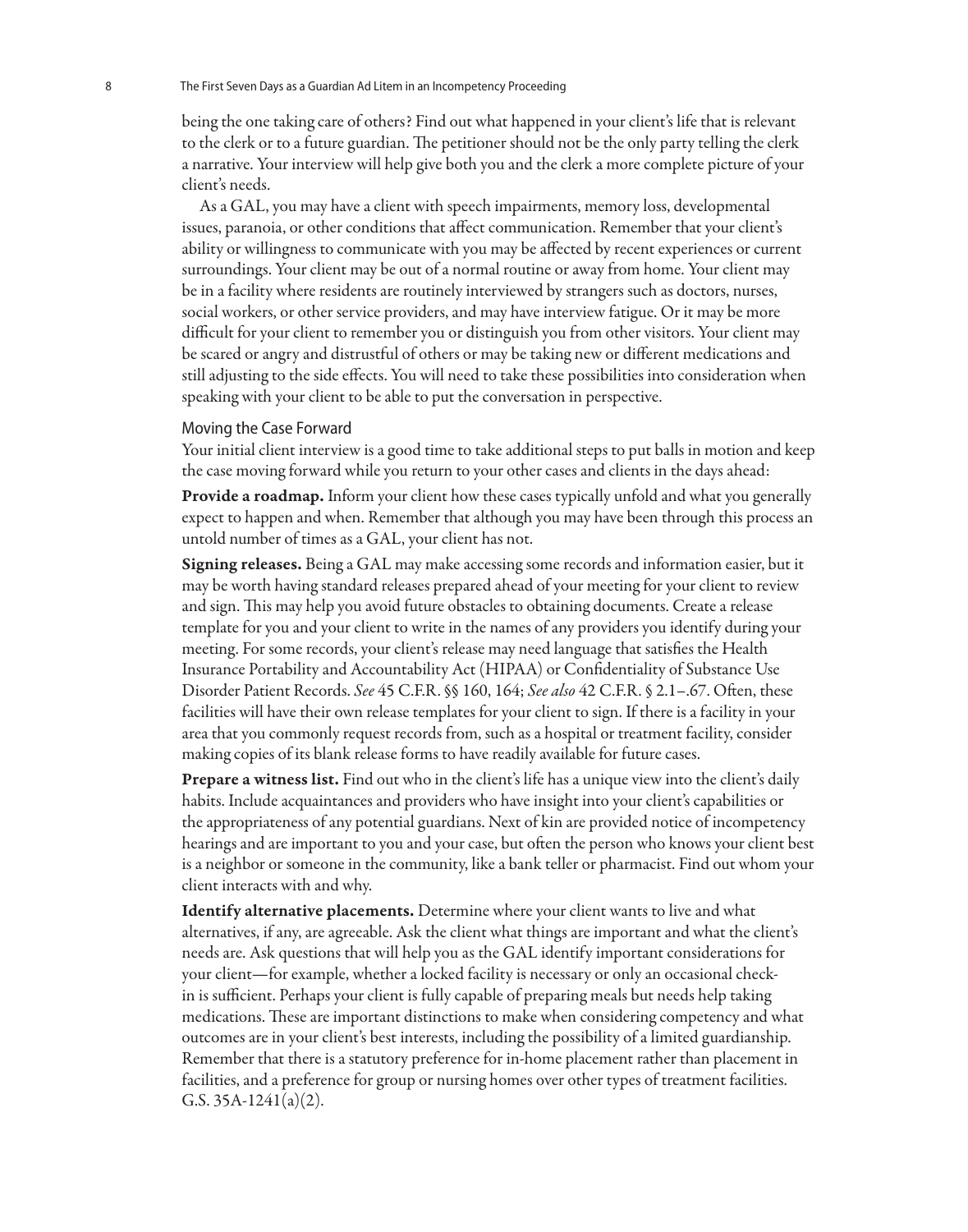being the one taking care of others? Find out what happened in your client's life that is relevant to the clerk or to a future guardian. The petitioner should not be the only party telling the clerk a narrative. Your interview will help give both you and the clerk a more complete picture of your client's needs.

As a GAL, you may have a client with speech impairments, memory loss, developmental issues, paranoia, or other conditions that affect communication. Remember that your client's ability or willingness to communicate with you may be affected by recent experiences or current surroundings. Your client may be out of a normal routine or away from home. Your client may be in a facility where residents are routinely interviewed by strangers such as doctors, nurses, social workers, or other service providers, and may have interview fatigue. Or it may be more difficult for your client to remember you or distinguish you from other visitors. Your client may be scared or angry and distrustful of others or may be taking new or different medications and still adjusting to the side effects. You will need to take these possibilities into consideration when speaking with your client to be able to put the conversation in perspective.

### Moving the Case Forward

Your initial client interview is a good time to take additional steps to put balls in motion and keep the case moving forward while you return to your other cases and clients in the days ahead:

**Provide a roadmap.** Inform your client how these cases typically unfold and what you generally expect to happen and when. Remember that although you may have been through this process an untold number of times as a GAL, your client has not.

**Signing releases.** Being a GAL may make accessing some records and information easier, but it may be worth having standard releases prepared ahead of your meeting for your client to review and sign. This may help you avoid future obstacles to obtaining documents. Create a release template for you and your client to write in the names of any providers you identify during your meeting. For some records, your client's release may need language that satisfies the Health Insurance Portability and Accountability Act (HIPAA) or Confidentiality of Substance Use Disorder Patient Records. *See* 45 C.F.R. §§ 160, 164; *See also* 42 C.F.R. § 2.1–.67. Often, these facilities will have their own release templates for your client to sign. If there is a facility in your area that you commonly request records from, such as a hospital or treatment facility, consider making copies of its blank release forms to have readily available for future cases.

**Prepare a witness list.** Find out who in the client's life has a unique view into the client's daily habits. Include acquaintances and providers who have insight into your client's capabilities or the appropriateness of any potential guardians. Next of kin are provided notice of incompetency hearings and are important to you and your case, but often the person who knows your client best is a neighbor or someone in the community, like a bank teller or pharmacist. Find out whom your client interacts with and why.

**Identify alternative placements.** Determine where your client wants to live and what alternatives, if any, are agreeable. Ask the client what things are important and what the client's needs are. Ask questions that will help you as the GAL identify important considerations for your client—for example, whether a locked facility is necessary or only an occasional check-in is sufficient. Perhaps your client is fully capable of preparing meals but needs help taking medications. These are important distinctions to make when considering competency and what outcomes are in your client's best interests, including the possibility of a limited guardianship. Remember that there is a statutory preference for in-home placement rather than placement in facilities, and a preference for group or nursing homes over other types of treatment facilities. G.S. 35A-1241(a)(2).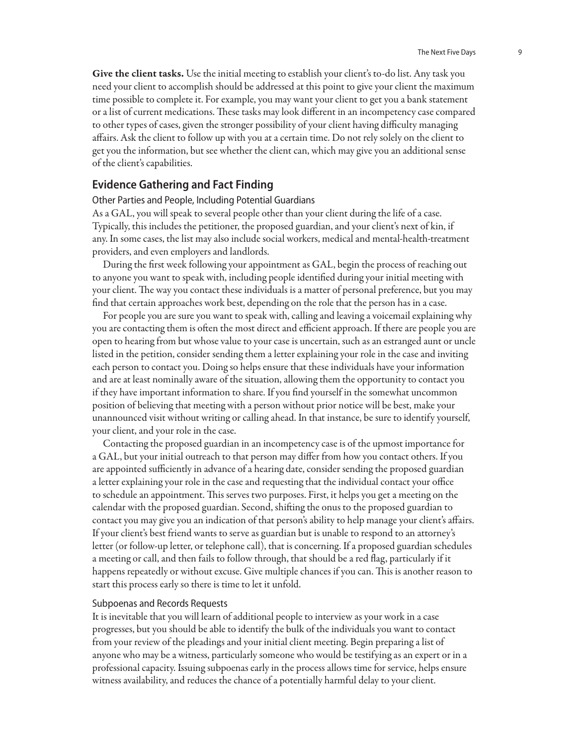**Give the client tasks.** Use the initial meeting to establish your client's to-do list. Any task you need your client to accomplish should be addressed at this point to give your client the maximum time possible to complete it. For example, you may want your client to get you a bank statement or a list of current medications. These tasks may look different in an incompetency case compared to other types of cases, given the stronger possibility of your client having difficulty managing affairs. Ask the client to follow up with you at a certain time. Do not rely solely on the client to get you the information, but see whether the client can, which may give you an additional sense of the client's capabilities.

## Evidence Gathering and Fact Finding

### Other Parties and People, Including Potential Guardians

As a GAL, you will speak to several people other than your client during the life of a case. Typically, this includes the petitioner, the proposed guardian, and your client's next of kin, if any. In some cases, the list may also include social workers, medical and mental-health-treatment providers, and even employers and landlords.

During the first week following your appointment as GAL, begin the process of reaching out to anyone you want to speak with, including people identified during your initial meeting with your client. The way you contact these individuals is a matter of personal preference, but you may find that certain approaches work best, depending on the role that the person has in a case.

For people you are sure you want to speak with, calling and leaving a voicemail explaining why you are contacting them is often the most direct and efficient approach. If there are people you are open to hearing from but whose value to your case is uncertain, such as an estranged aunt or uncle listed in the petition, consider sending them a letter explaining your role in the case and inviting each person to contact you. Doing so helps ensure that these individuals have your information and are at least nominally aware of the situation, allowing them the opportunity to contact you if they have important information to share. If you find yourself in the somewhat uncommon position of believing that meeting with a person without prior notice will be best, make your unannounced visit without writing or calling ahead. In that instance, be sure to identify yourself, your client, and your role in the case.

Contacting the proposed guardian in an incompetency case is of the upmost importance for a GAL, but your initial outreach to that person may differ from how you contact others. If you are appointed sufficiently in advance of a hearing date, consider sending the proposed guardian a letter explaining your role in the case and requesting that the individual contact your office to schedule an appointment. This serves two purposes. First, it helps you get a meeting on the calendar with the proposed guardian. Second, shifting the onus to the proposed guardian to contact you may give you an indication of that person's ability to help manage your client's affairs. If your client's best friend wants to serve as guardian but is unable to respond to an attorney's letter (or follow-up letter, or telephone call), that is concerning. If a proposed guardian schedules a meeting or call, and then fails to follow through, that should be a red flag, particularly if it happens repeatedly or without excuse. Give multiple chances if you can. This is another reason to start this process early so there is time to let it unfold.

### Subpoenas and Records Requests

It is inevitable that you will learn of additional people to interview as your work in a case progresses, but you should be able to identify the bulk of the individuals you want to contact from your review of the pleadings and your initial client meeting. Begin preparing a list of anyone who may be a witness, particularly someone who would be testifying as an expert or in a professional capacity. Issuing subpoenas early in the process allows time for service, helps ensure witness availability, and reduces the chance of a potentially harmful delay to your client.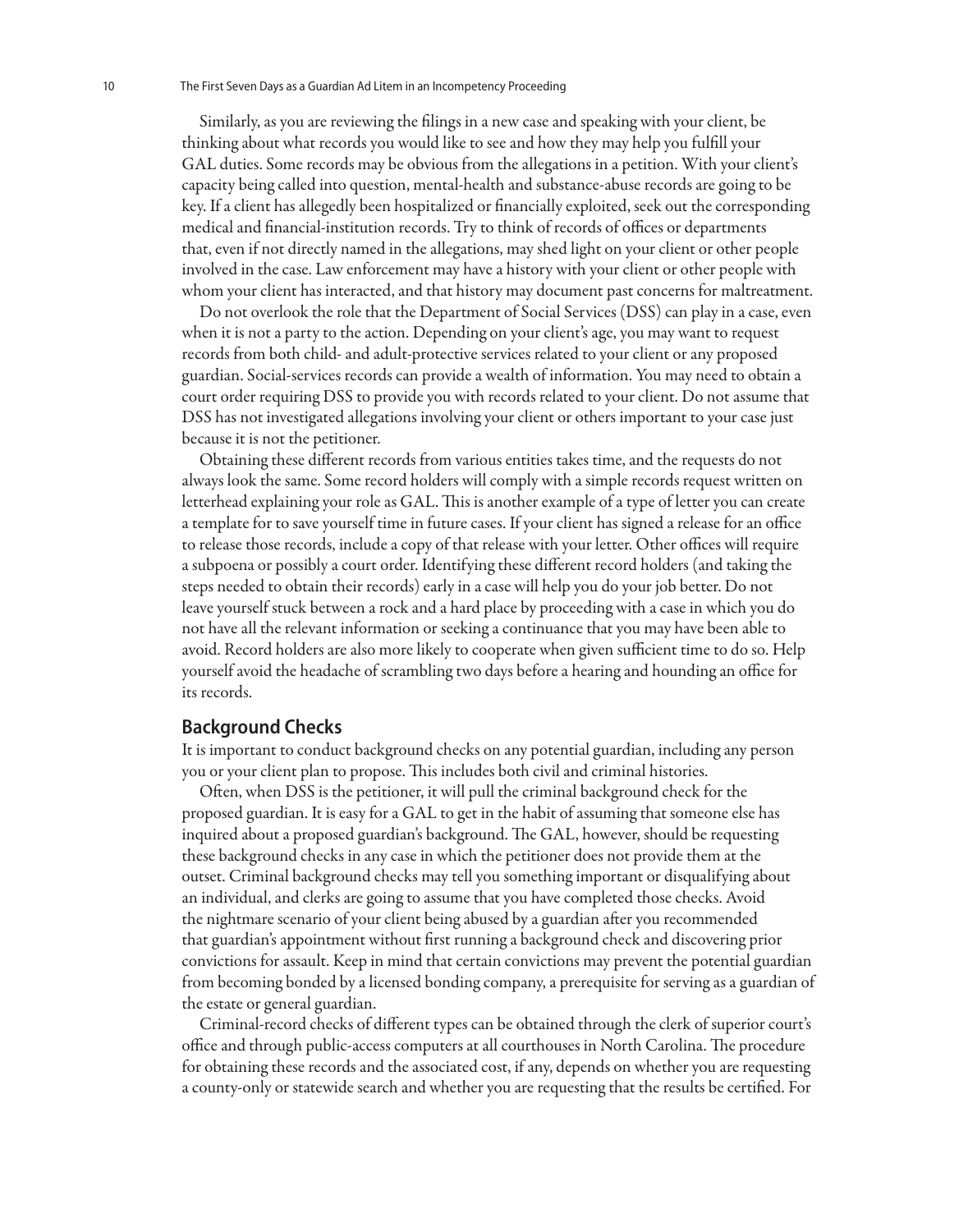Similarly, as you are reviewing the filings in a new case and speaking with your client, be thinking about what records you would like to see and how they may help you fulfill your GAL duties. Some records may be obvious from the allegations in a petition. With your client's capacity being called into question, mental-health and substance-abuse records are going to be key. If a client has allegedly been hospitalized or financially exploited, seek out the corresponding medical and financial-institution records. Try to think of records of offices or departments that, even if not directly named in the allegations, may shed light on your client or other people involved in the case. Law enforcement may have a history with your client or other people with whom your client has interacted, and that history may document past concerns for maltreatment.

Do not overlook the role that the Department of Social Services (DSS) can play in a case, even when it is not a party to the action. Depending on your client's age, you may want to request records from both child- and adult-protective services related to your client or any proposed guardian. Social-services records can provide a wealth of information. You may need to obtain a court order requiring DSS to provide you with records related to your client. Do not assume that DSS has not investigated allegations involving your client or others important to your case just because it is not the petitioner.

Obtaining these different records from various entities takes time, and the requests do not always look the same. Some record holders will comply with a simple records request written on letterhead explaining your role as GAL. This is another example of a type of letter you can create a template for to save yourself time in future cases. If your client has signed a release for an office to release those records, include a copy of that release with your letter. Other offices will require a subpoena or possibly a court order. Identifying these different record holders (and taking the steps needed to obtain their records) early in a case will help you do your job better. Do not leave yourself stuck between a rock and a hard place by proceeding with a case in which you do not have all the relevant information or seeking a continuance that you may have been able to avoid. Record holders are also more likely to cooperate when given sufficient time to do so. Help yourself avoid the headache of scrambling two days before a hearing and hounding an office for its records.

## Background Checks

It is important to conduct background checks on any potential guardian, including any person you or your client plan to propose. This includes both civil and criminal histories.

Often, when DSS is the petitioner, it will pull the criminal background check for the proposed guardian. It is easy for a GAL to get in the habit of assuming that someone else has inquired about a proposed guardian's background. The GAL, however, should be requesting these background checks in any case in which the petitioner does not provide them at the outset. Criminal background checks may tell you something important or disqualifying about an individual, and clerks are going to assume that you have completed those checks. Avoid the nightmare scenario of your client being abused by a guardian after you recommended that guardian's appointment without first running a background check and discovering prior convictions for assault. Keep in mind that certain convictions may prevent the potential guardian from becoming bonded by a licensed bonding company, a prerequisite for serving as a guardian of the estate or general guardian.

Criminal-record checks of different types can be obtained through the clerk of superior court's office and through public-access computers at all courthouses in North Carolina. The procedure for obtaining these records and the associated cost, if any, depends on whether you are requesting a county-only or statewide search and whether you are requesting that the results be certified. For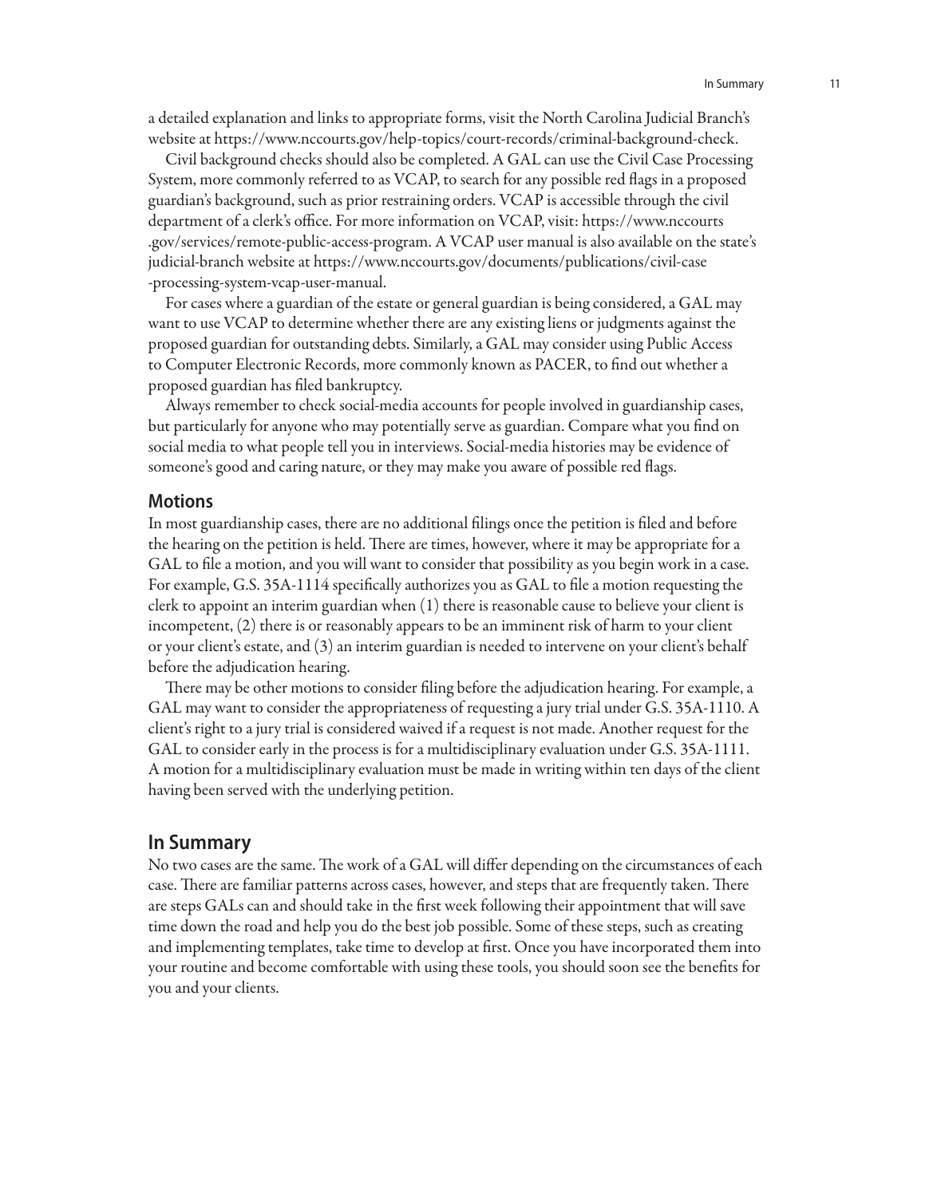a detailed explanation and links to appropriate forms, visit the North Carolina Judicial Branch's website at https://www.nccourts.gov/help-topics/court-records/criminal-background-check.

Civil background checks should also be completed. A GAL can use the Civil Case Processing System, more commonly referred to as VCAP, to search for any possible red flags in a proposed guardian's background, such as prior restraining orders. VCAP is accessible through the civil department of a clerk's office. For more information on VCAP, visit: https://www.nccourts.gov/services/remote-public-access-program. A VCAP user manual is also available on the state's judicial-branch website at https://www.nccourts.gov/documents/publications/civil-case-processing-system-vcap-user-manual.

For cases where a guardian of the estate or general guardian is being considered, a GAL may want to use VCAP to determine whether there are any existing liens or judgments against the proposed guardian for outstanding debts. Similarly, a GAL may consider using Public Access to Computer Electronic Records, more commonly known as PACER, to find out whether a proposed guardian has filed bankruptcy.

Always remember to check social-media accounts for people involved in guardianship cases, but particularly for anyone who may potentially serve as guardian. Compare what you find on social media to what people tell you in interviews. Social-media histories may be evidence of someone's good and caring nature, or they may make you aware of possible red flags.

### Motions

In most guardianship cases, there are no additional filings once the petition is filed and before the hearing on the petition is held. There are times, however, where it may be appropriate for a GAL to file a motion, and you will want to consider that possibility as you begin work in a case. For example, G.S. 35A-1114 specifically authorizes you as GAL to file a motion requesting the clerk to appoint an interim guardian when (1) there is reasonable cause to believe your client is incompetent, (2) there is or reasonably appears to be an imminent risk of harm to your client or your client's estate, and (3) an interim guardian is needed to intervene on your client's behalf before the adjudication hearing.

There may be other motions to consider filing before the adjudication hearing. For example, a GAL may want to consider the appropriateness of requesting a jury trial under G.S. 35A-1110. A client's right to a jury trial is considered waived if a request is not made. Another request for the GAL to consider early in the process is for a multidisciplinary evaluation under G.S. 35A-1111. A motion for a multidisciplinary evaluation must be made in writing within ten days of the client having been served with the underlying petition.

## In Summary

No two cases are the same. The work of a GAL will differ depending on the circumstances of each case. There are familiar patterns across cases, however, and steps that are frequently taken. There are steps GALs can and should take in the first week following their appointment that will save time down the road and help you do the best job possible. Some of these steps, such as creating and implementing templates, take time to develop at first. Once you have incorporated them into your routine and become comfortable with using these tools, you should soon see the benefits for you and your clients.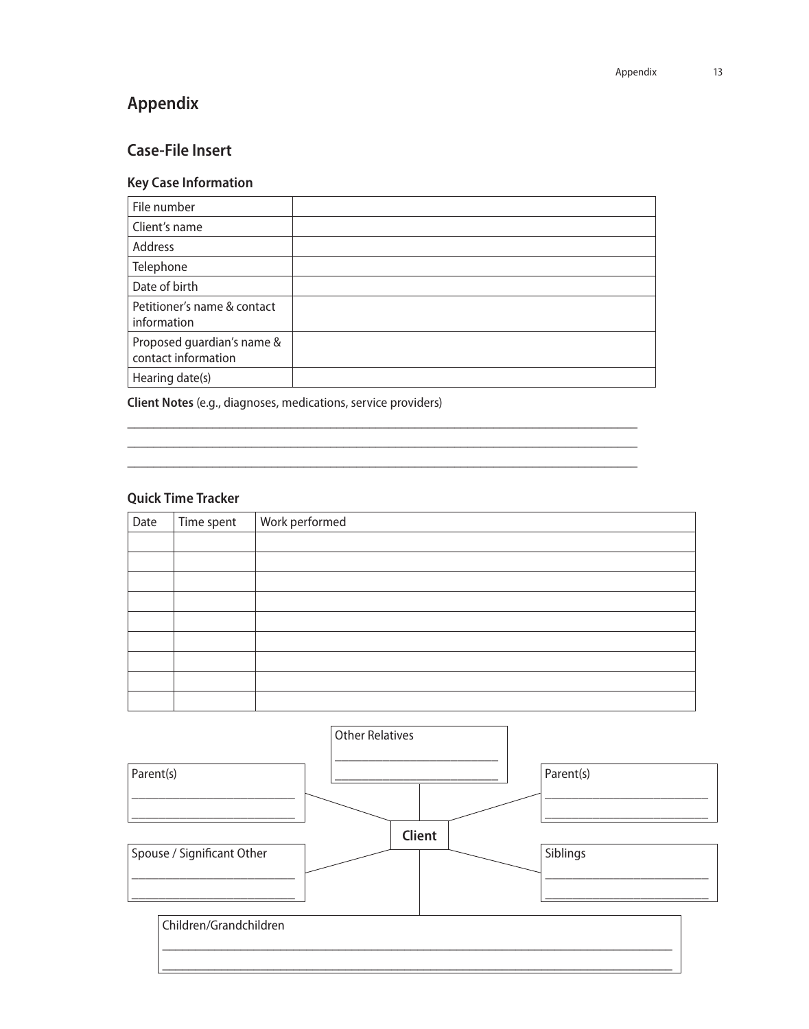# Appendix

## Case-File Insert

### Key Case Information

| File number | |
|---|---|
| Client's name | |
| Address | |
| Telephone | |
| Date of birth | |
| Petitioner's name & contact information | |
| Proposed guardian's name & contact information | |
| Hearing date(s) | |

**Client Notes** (e.g., diagnoses, medications, service providers)

______________________________________________________________________________

______________________________________________________________________________

______________________________________________________________________________

### Quick Time Tracker

| Date | Time spent | Work performed |
|---|---|---|
| | | |
| | | |
| | | |
| | | |
| | | |
| | | |
| | | |
| | | |
| | | |

Other Relatives

____________________________

____________________________

Parent(s)

____________________________

____________________________

Parent(s)

____________________________

____________________________

**Client**

Spouse / Significant Other

____________________________

____________________________

Siblings

____________________________

____________________________

Children/Grandchildren

______________________________________________________________________________

______________________________________________________________________________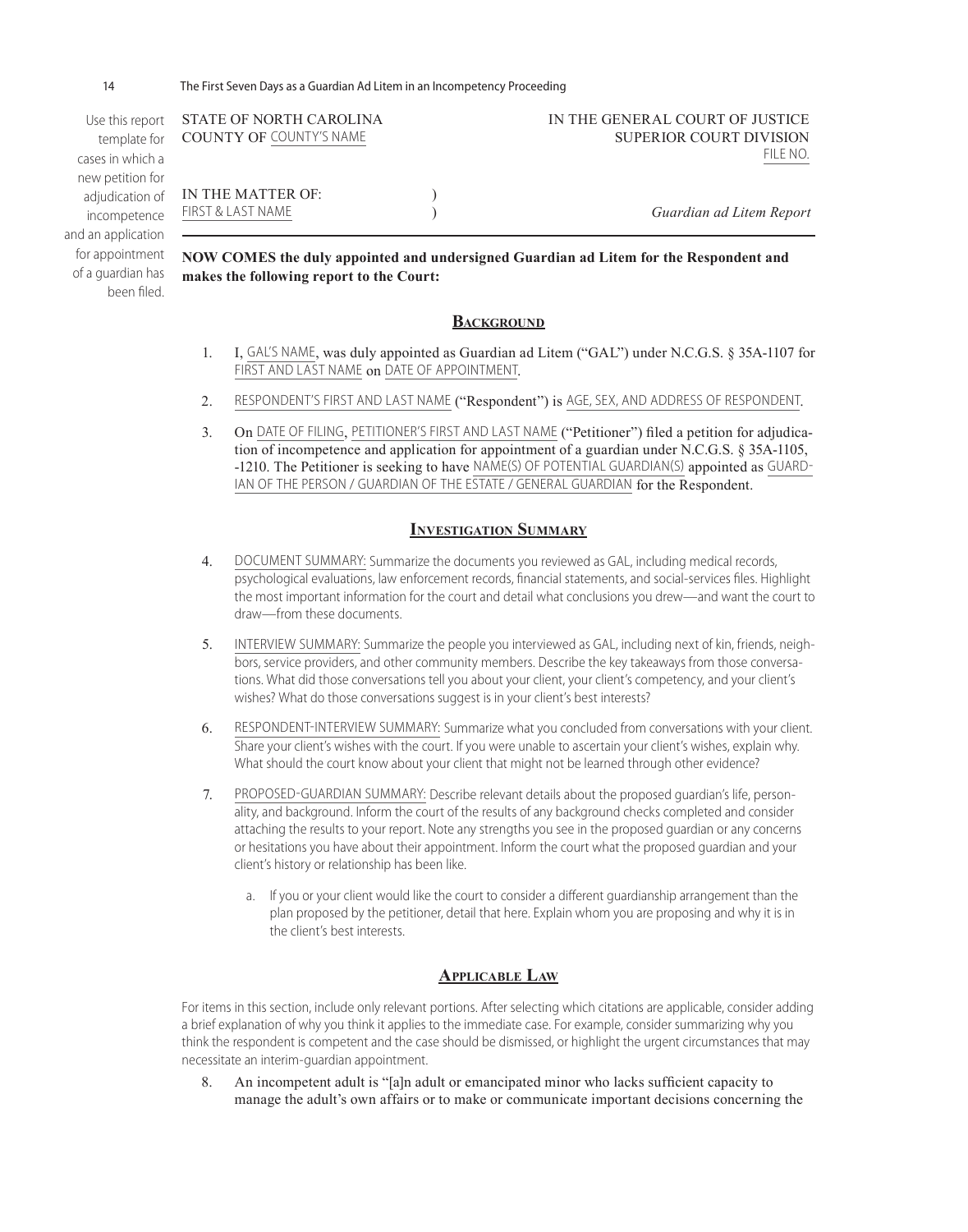Use this report template for cases in which a new petition for adjudication of incompetence and an application for appointment of a guardian has been filed.

STATE OF NORTH CAROLINA
COUNTY OF COUNTY'S NAME

IN THE GENERAL COURT OF JUSTICE
SUPERIOR COURT DIVISION
FILE NO.

IN THE MATTER OF: )
FIRST & LAST NAME )

*Guardian ad Litem Report*

---

**NOW COMES the duly appointed and undersigned Guardian ad Litem for the Respondent and makes the following report to the Court:**

## Background

1. I, GAL'S NAME, was duly appointed as Guardian ad Litem ("GAL") under N.C.G.S. § 35A-1107 for FIRST AND LAST NAME on DATE OF APPOINTMENT.

2. RESPONDENT'S FIRST AND LAST NAME ("Respondent") is AGE, SEX, AND ADDRESS OF RESPONDENT.

3. On DATE OF FILING, PETITIONER'S FIRST AND LAST NAME ("Petitioner") filed a petition for adjudication of incompetence and application for appointment of a guardian under N.C.G.S. § 35A-1105, -1210. The Petitioner is seeking to have NAME(S) OF POTENTIAL GUARDIAN(S) appointed as GUARDIAN OF THE PERSON / GUARDIAN OF THE ESTATE / GENERAL GUARDIAN for the Respondent.

## Investigation Summary

4. DOCUMENT SUMMARY: Summarize the documents you reviewed as GAL, including medical records, psychological evaluations, law enforcement records, financial statements, and social-services files. Highlight the most important information for the court and detail what conclusions you drew—and want the court to draw—from these documents.

5. INTERVIEW SUMMARY: Summarize the people you interviewed as GAL, including next of kin, friends, neighbors, service providers, and other community members. Describe the key takeaways from those conversations. What did those conversations tell you about your client, your client's competency, and your client's wishes? What do those conversations suggest is in your client's best interests?

6. RESPONDENT-INTERVIEW SUMMARY: Summarize what you concluded from conversations with your client. Share your client's wishes with the court. If you were unable to ascertain your client's wishes, explain why. What should the court know about your client that might not be learned through other evidence?

7. PROPOSED-GUARDIAN SUMMARY: Describe relevant details about the proposed guardian's life, personality, and background. Inform the court of the results of any background checks completed and consider attaching the results to your report. Note any strengths you see in the proposed guardian or any concerns or hesitations you have about their appointment. Inform the court what the proposed guardian and your client's history or relationship has been like.

   a. If you or your client would like the court to consider a different guardianship arrangement than the plan proposed by the petitioner, detail that here. Explain whom you are proposing and why it is in the client's best interests.

## Applicable Law

For items in this section, include only relevant portions. After selecting which citations are applicable, consider adding a brief explanation of why you think it applies to the immediate case. For example, consider summarizing why you think the respondent is competent and the case should be dismissed, or highlight the urgent circumstances that may necessitate an interim-guardian appointment.

8. An incompetent adult is "[a]n adult or emancipated minor who lacks sufficient capacity to manage the adult's own affairs or to make or communicate important decisions concerning the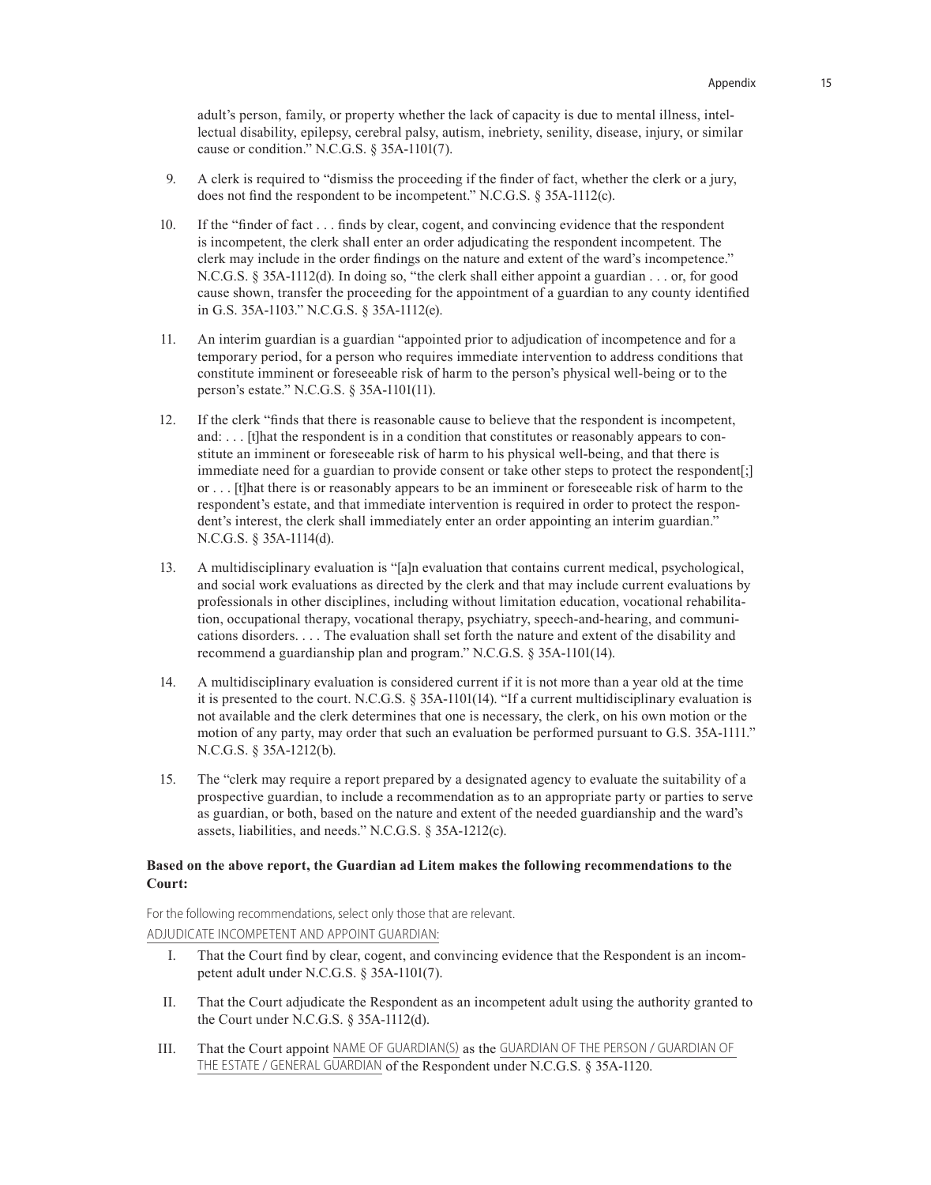adult's person, family, or property whether the lack of capacity is due to mental illness, intellectual disability, epilepsy, cerebral palsy, autism, inebriety, senility, disease, injury, or similar cause or condition." N.C.G.S. § 35A-1101(7).

9. A clerk is required to "dismiss the proceeding if the finder of fact, whether the clerk or a jury, does not find the respondent to be incompetent." N.C.G.S. § 35A-1112(c).

10. If the "finder of fact . . . finds by clear, cogent, and convincing evidence that the respondent is incompetent, the clerk shall enter an order adjudicating the respondent incompetent. The clerk may include in the order findings on the nature and extent of the ward's incompetence." N.C.G.S. § 35A-1112(d). In doing so, "the clerk shall either appoint a guardian . . . or, for good cause shown, transfer the proceeding for the appointment of a guardian to any county identified in G.S. 35A-1103." N.C.G.S. § 35A-1112(e).

11. An interim guardian is a guardian "appointed prior to adjudication of incompetence and for a temporary period, for a person who requires immediate intervention to address conditions that constitute imminent or foreseeable risk of harm to the person's physical well-being or to the person's estate." N.C.G.S. § 35A-1101(11).

12. If the clerk "finds that there is reasonable cause to believe that the respondent is incompetent, and: . . . [t]hat the respondent is in a condition that constitutes or reasonably appears to constitute an imminent or foreseeable risk of harm to his physical well-being, and that there is immediate need for a guardian to provide consent or take other steps to protect the respondent[;] or . . . [t]hat there is or reasonably appears to be an imminent or foreseeable risk of harm to the respondent's estate, and that immediate intervention is required in order to protect the respondent's interest, the clerk shall immediately enter an order appointing an interim guardian." N.C.G.S. § 35A-1114(d).

13. A multidisciplinary evaluation is "[a]n evaluation that contains current medical, psychological, and social work evaluations as directed by the clerk and that may include current evaluations by professionals in other disciplines, including without limitation education, vocational rehabilitation, occupational therapy, vocational therapy, psychiatry, speech-and-hearing, and communications disorders. . . . The evaluation shall set forth the nature and extent of the disability and recommend a guardianship plan and program." N.C.G.S. § 35A-1101(14).

14. A multidisciplinary evaluation is considered current if it is not more than a year old at the time it is presented to the court. N.C.G.S. § 35A-1101(14). "If a current multidisciplinary evaluation is not available and the clerk determines that one is necessary, the clerk, on his own motion or the motion of any party, may order that such an evaluation be performed pursuant to G.S. 35A-1111." N.C.G.S. § 35A-1212(b).

15. The "clerk may require a report prepared by a designated agency to evaluate the suitability of a prospective guardian, to include a recommendation as to an appropriate party or parties to serve as guardian, or both, based on the nature and extent of the needed guardianship and the ward's assets, liabilities, and needs." N.C.G.S. § 35A-1212(c).

**Based on the above report, the Guardian ad Litem makes the following recommendations to the Court:**

For the following recommendations, select only those that are relevant.

ADJUDICATE INCOMPETENT AND APPOINT GUARDIAN:

I. That the Court find by clear, cogent, and convincing evidence that the Respondent is an incompetent adult under N.C.G.S. § 35A-1101(7).

II. That the Court adjudicate the Respondent as an incompetent adult using the authority granted to the Court under N.C.G.S. § 35A-1112(d).

III. That the Court appoint NAME OF GUARDIAN(S) as the GUARDIAN OF THE PERSON / GUARDIAN OF THE ESTATE / GENERAL GUARDIAN of the Respondent under N.C.G.S. § 35A-1120.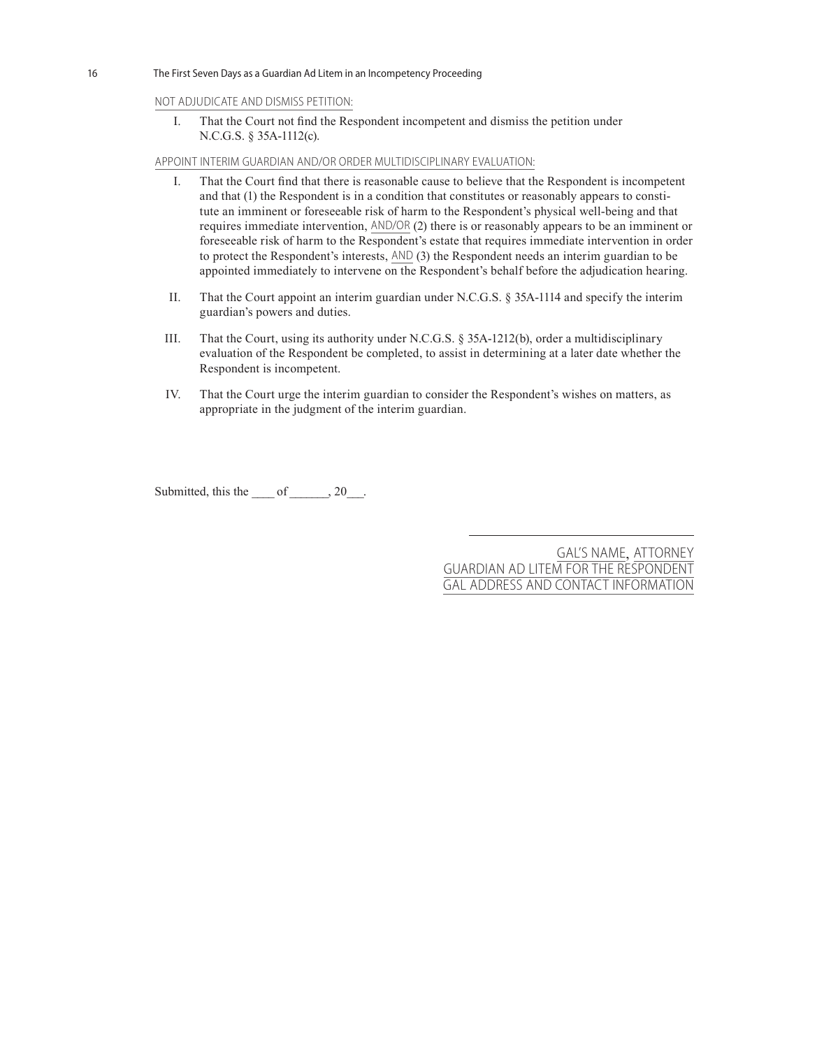NOT ADJUDICATE AND DISMISS PETITION:

I. That the Court not find the Respondent incompetent and dismiss the petition under N.C.G.S. § 35A-1112(c).

APPOINT INTERIM GUARDIAN AND/OR ORDER MULTIDISCIPLINARY EVALUATION:

I. That the Court find that there is reasonable cause to believe that the Respondent is incompetent and that (1) the Respondent is in a condition that constitutes or reasonably appears to constitute an imminent or foreseeable risk of harm to the Respondent's physical well-being and that requires immediate intervention, AND/OR (2) there is or reasonably appears to be an imminent or foreseeable risk of harm to the Respondent's estate that requires immediate intervention in order to protect the Respondent's interests, AND (3) the Respondent needs an interim guardian to be appointed immediately to intervene on the Respondent's behalf before the adjudication hearing.

II. That the Court appoint an interim guardian under N.C.G.S. § 35A-1114 and specify the interim guardian's powers and duties.

III. That the Court, using its authority under N.C.G.S. § 35A-1212(b), order a multidisciplinary evaluation of the Respondent be completed, to assist in determining at a later date whether the Respondent is incompetent.

IV. That the Court urge the interim guardian to consider the Respondent's wishes on matters, as appropriate in the judgment of the interim guardian.

Submitted, this the ____ of ______, 20___.

\_\_\_\_\_\_\_\_\_\_\_\_\_\_\_\_\_\_\_\_\_\_\_\_\_\_\_\_\_\_

GAL'S NAME, ATTORNEY
GUARDIAN AD LITEM FOR THE RESPONDENT
GAL ADDRESS AND CONTACT INFORMATION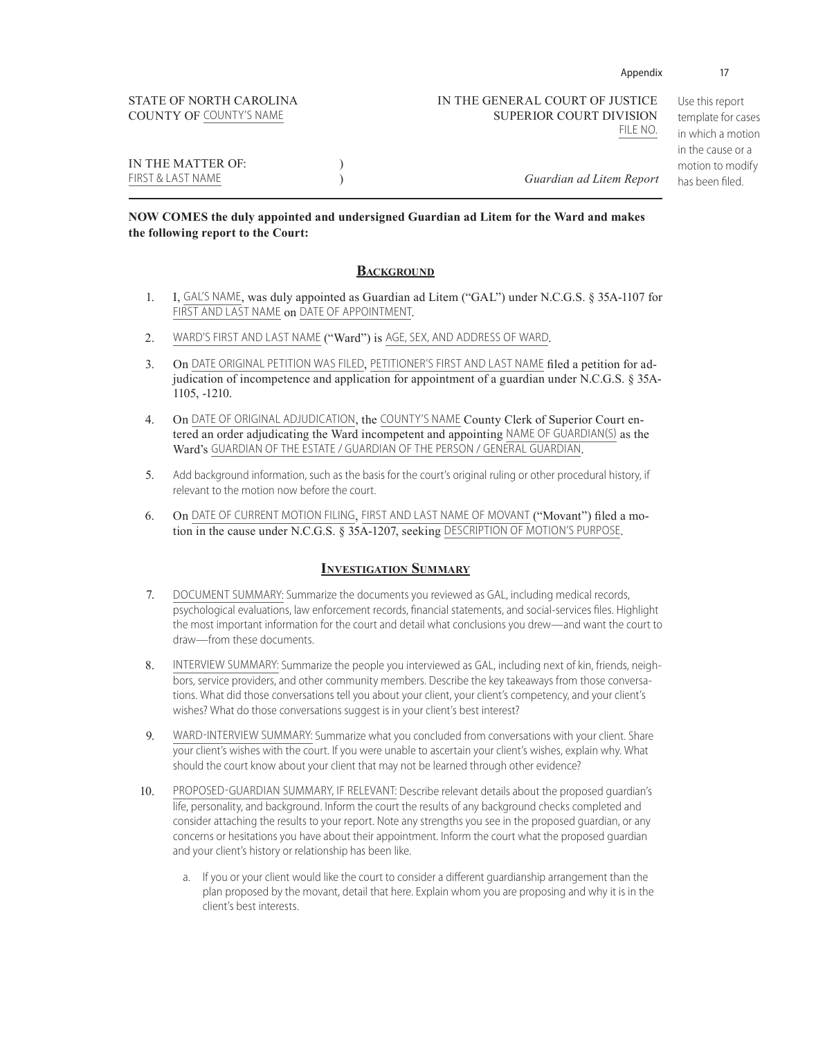STATE OF NORTH CAROLINA
COUNTY OF COUNTY'S NAME

IN THE GENERAL COURT OF JUSTICE
SUPERIOR COURT DIVISION
FILE NO.

Use this report template for cases in which a motion in the cause or a motion to modify has been filed.

IN THE MATTER OF: )
FIRST & LAST NAME )

*Guardian ad Litem Report*

**NOW COMES the duly appointed and undersigned Guardian ad Litem for the Ward and makes the following report to the Court:**

## Background

1. I, GAL'S NAME, was duly appointed as Guardian ad Litem ("GAL") under N.C.G.S. § 35A-1107 for FIRST AND LAST NAME on DATE OF APPOINTMENT.
2. WARD'S FIRST AND LAST NAME ("Ward") is AGE, SEX, AND ADDRESS OF WARD.
3. On DATE ORIGINAL PETITION WAS FILED, PETITIONER'S FIRST AND LAST NAME filed a petition for adjudication of incompetence and application for appointment of a guardian under N.C.G.S. § 35A-1105, -1210.
4. On DATE OF ORIGINAL ADJUDICATION, the COUNTY'S NAME County Clerk of Superior Court entered an order adjudicating the Ward incompetent and appointing NAME OF GUARDIAN(S) as the Ward's GUARDIAN OF THE ESTATE / GUARDIAN OF THE PERSON / GENERAL GUARDIAN.
5. Add background information, such as the basis for the court's original ruling or other procedural history, if relevant to the motion now before the court.
6. On DATE OF CURRENT MOTION FILING, FIRST AND LAST NAME OF MOVANT ("Movant") filed a motion in the cause under N.C.G.S. § 35A-1207, seeking DESCRIPTION OF MOTION'S PURPOSE.

## Investigation Summary

7. DOCUMENT SUMMARY: Summarize the documents you reviewed as GAL, including medical records, psychological evaluations, law enforcement records, financial statements, and social-services files. Highlight the most important information for the court and detail what conclusions you drew—and want the court to draw—from these documents.
8. INTERVIEW SUMMARY: Summarize the people you interviewed as GAL, including next of kin, friends, neighbors, service providers, and other community members. Describe the key takeaways from those conversations. What did those conversations tell you about your client, your client's competency, and your client's wishes? What do those conversations suggest is in your client's best interest?
9. WARD-INTERVIEW SUMMARY: Summarize what you concluded from conversations with your client. Share your client's wishes with the court. If you were unable to ascertain your client's wishes, explain why. What should the court know about your client that may not be learned through other evidence?
10. PROPOSED-GUARDIAN SUMMARY, IF RELEVANT: Describe relevant details about the proposed guardian's life, personality, and background. Inform the court the results of any background checks completed and consider attaching the results to your report. Note any strengths you see in the proposed guardian, or any concerns or hesitations you have about their appointment. Inform the court what the proposed guardian and your client's history or relationship has been like.
    a. If you or your client would like the court to consider a different guardianship arrangement than the plan proposed by the movant, detail that here. Explain whom you are proposing and why it is in the client's best interests.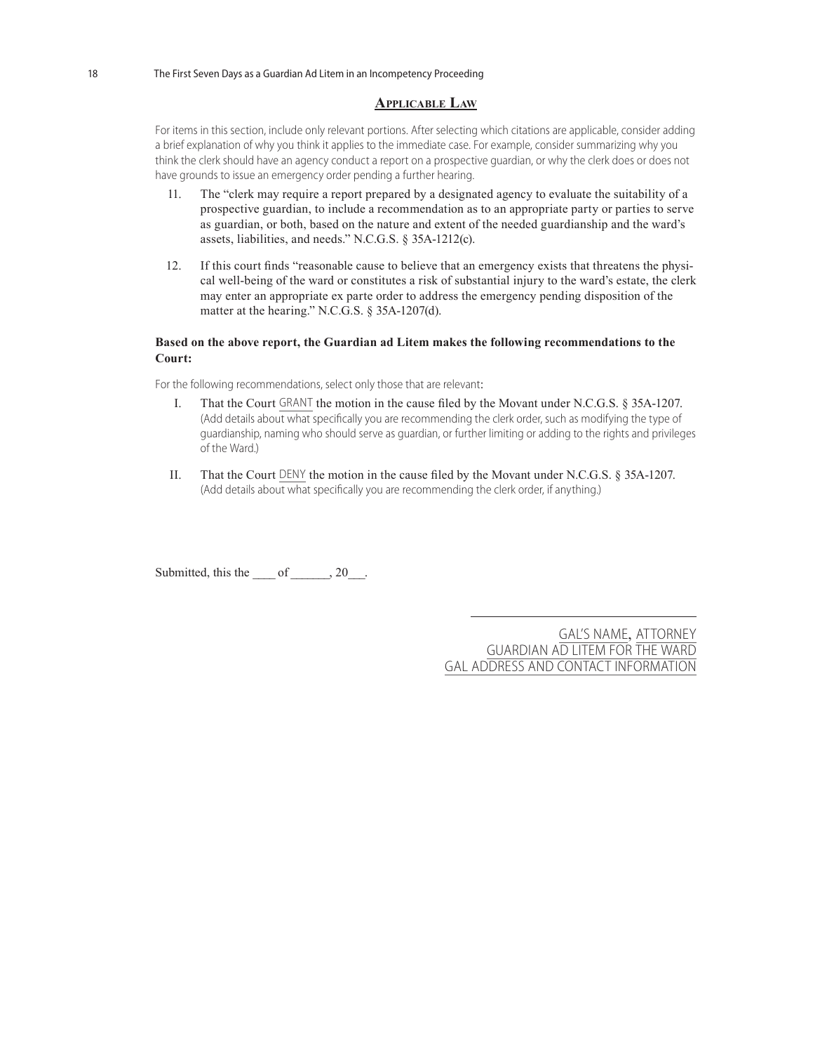## Applicable Law

For items in this section, include only relevant portions. After selecting which citations are applicable, consider adding a brief explanation of why you think it applies to the immediate case. For example, consider summarizing why you think the clerk should have an agency conduct a report on a prospective guardian, or why the clerk does or does not have grounds to issue an emergency order pending a further hearing.

11. The "clerk may require a report prepared by a designated agency to evaluate the suitability of a prospective guardian, to include a recommendation as to an appropriate party or parties to serve as guardian, or both, based on the nature and extent of the needed guardianship and the ward's assets, liabilities, and needs." N.C.G.S. § 35A-1212(c).

12. If this court finds "reasonable cause to believe that an emergency exists that threatens the physical well-being of the ward or constitutes a risk of substantial injury to the ward's estate, the clerk may enter an appropriate ex parte order to address the emergency pending disposition of the matter at the hearing." N.C.G.S. § 35A-1207(d).

**Based on the above report, the Guardian ad Litem makes the following recommendations to the Court:**

For the following recommendations, select only those that are relevant:

I. That the Court GRANT the motion in the cause filed by the Movant under N.C.G.S. § 35A-1207. (Add details about what specifically you are recommending the clerk order, such as modifying the type of guardianship, naming who should serve as guardian, or further limiting or adding to the rights and privileges of the Ward.)

II. That the Court DENY the motion in the cause filed by the Movant under N.C.G.S. § 35A-1207. (Add details about what specifically you are recommending the clerk order, if anything.)

Submitted, this the ____ of ______, 20___.

\_\_\_\_\_\_\_\_\_\_\_\_\_\_\_\_\_\_\_\_\_\_\_\_\_\_\_\_\_\_

GAL'S NAME, ATTORNEY
GUARDIAN AD LITEM FOR THE WARD
GAL ADDRESS AND CONTACT INFORMATION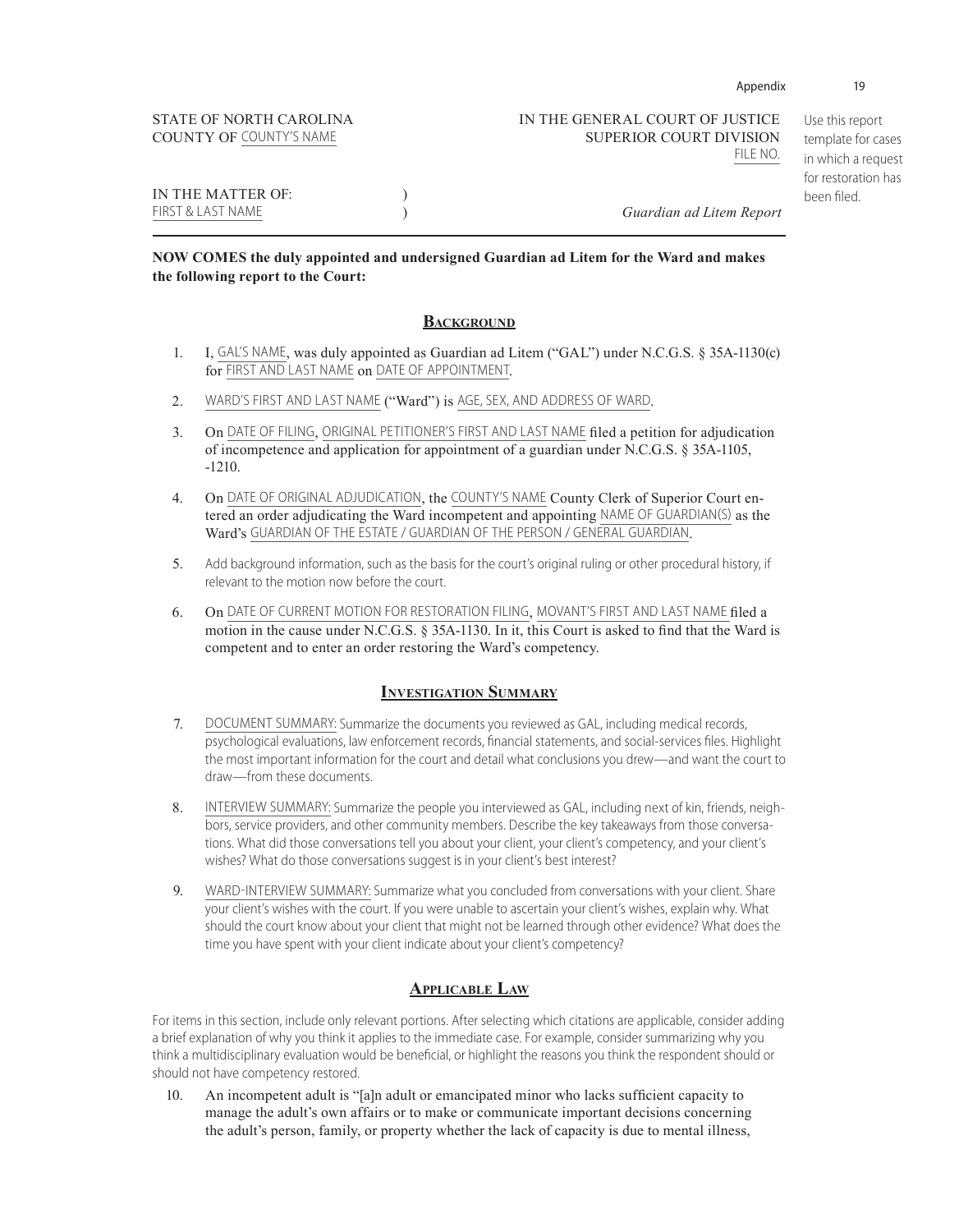STATE OF NORTH CAROLINA
COUNTY OF COUNTY'S NAME

IN THE GENERAL COURT OF JUSTICE
SUPERIOR COURT DIVISION
FILE NO.

Use this report template for cases in which a request for restoration has been filed.

IN THE MATTER OF: )
FIRST & LAST NAME ) *Guardian ad Litem Report*

---

**NOW COMES the duly appointed and undersigned Guardian ad Litem for the Ward and makes the following report to the Court:**

## Background

1. I, GAL'S NAME, was duly appointed as Guardian ad Litem ("GAL") under N.C.G.S. § 35A-1130(c) for FIRST AND LAST NAME on DATE OF APPOINTMENT.

2. WARD'S FIRST AND LAST NAME ("Ward") is AGE, SEX, AND ADDRESS OF WARD.

3. On DATE OF FILING, ORIGINAL PETITIONER'S FIRST AND LAST NAME filed a petition for adjudication of incompetence and application for appointment of a guardian under N.C.G.S. § 35A-1105, -1210.

4. On DATE OF ORIGINAL ADJUDICATION, the COUNTY'S NAME County Clerk of Superior Court entered an order adjudicating the Ward incompetent and appointing NAME OF GUARDIAN(S) as the Ward's GUARDIAN OF THE ESTATE / GUARDIAN OF THE PERSON / GENERAL GUARDIAN.

5. Add background information, such as the basis for the court's original ruling or other procedural history, if relevant to the motion now before the court.

6. On DATE OF CURRENT MOTION FOR RESTORATION FILING, MOVANT'S FIRST AND LAST NAME filed a motion in the cause under N.C.G.S. § 35A-1130. In it, this Court is asked to find that the Ward is competent and to enter an order restoring the Ward's competency.

## Investigation Summary

7. DOCUMENT SUMMARY: Summarize the documents you reviewed as GAL, including medical records, psychological evaluations, law enforcement records, financial statements, and social-services files. Highlight the most important information for the court and detail what conclusions you drew—and want the court to draw—from these documents.

8. INTERVIEW SUMMARY: Summarize the people you interviewed as GAL, including next of kin, friends, neighbors, service providers, and other community members. Describe the key takeaways from those conversations. What did those conversations tell you about your client, your client's competency, and your client's wishes? What do those conversations suggest is in your client's best interest?

9. WARD-INTERVIEW SUMMARY: Summarize what you concluded from conversations with your client. Share your client's wishes with the court. If you were unable to ascertain your client's wishes, explain why. What should the court know about your client that might not be learned through other evidence? What does the time you have spent with your client indicate about your client's competency?

## Applicable Law

For items in this section, include only relevant portions. After selecting which citations are applicable, consider adding a brief explanation of why you think it applies to the immediate case. For example, consider summarizing why you think a multidisciplinary evaluation would be beneficial, or highlight the reasons you think the respondent should or should not have competency restored.

10. An incompetent adult is "[a]n adult or emancipated minor who lacks sufficient capacity to manage the adult's own affairs or to make or communicate important decisions concerning the adult's person, family, or property whether the lack of capacity is due to mental illness,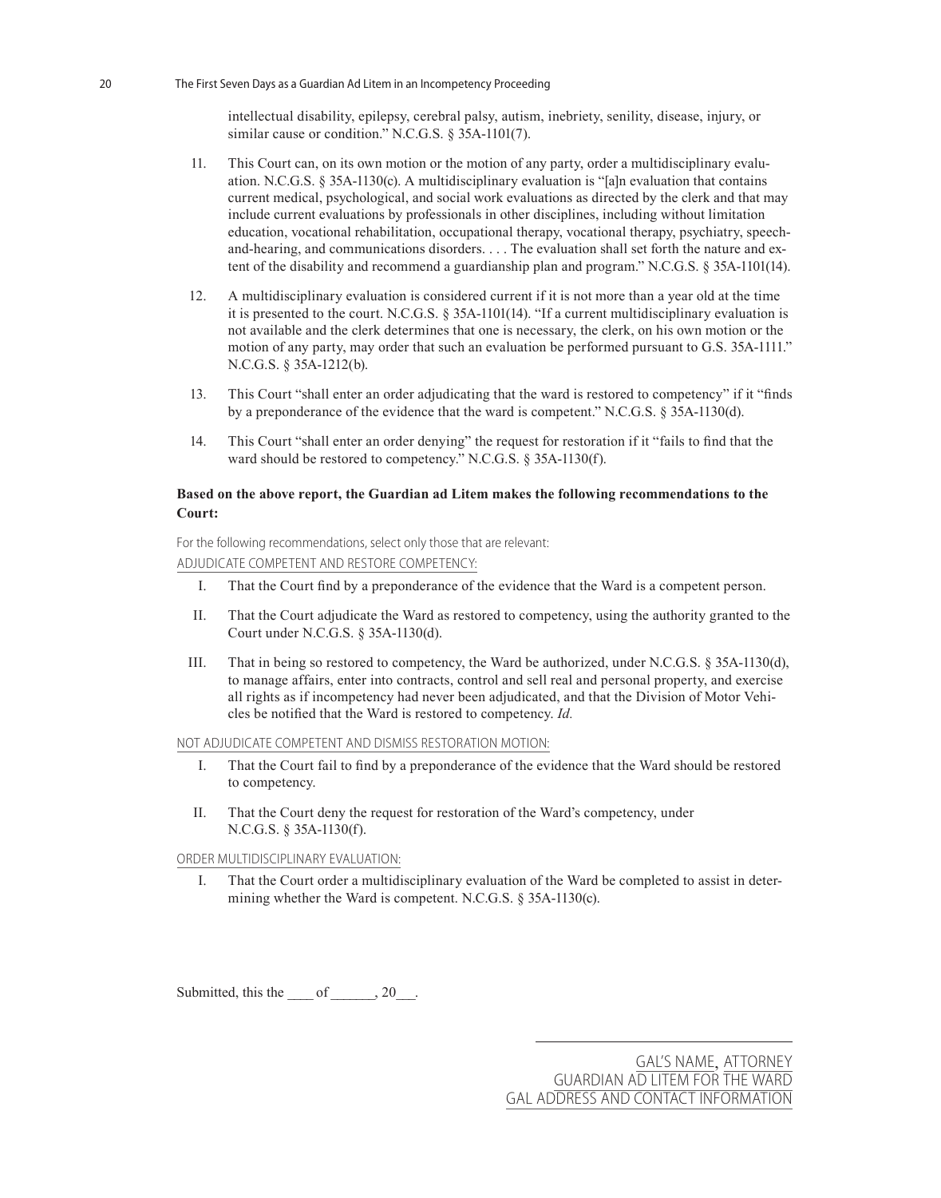intellectual disability, epilepsy, cerebral palsy, autism, inebriety, senility, disease, injury, or similar cause or condition." N.C.G.S. § 35A-1101(7).

11. This Court can, on its own motion or the motion of any party, order a multidisciplinary evaluation. N.C.G.S. § 35A-1130(c). A multidisciplinary evaluation is "[a]n evaluation that contains current medical, psychological, and social work evaluations as directed by the clerk and that may include current evaluations by professionals in other disciplines, including without limitation education, vocational rehabilitation, occupational therapy, vocational therapy, psychiatry, speech-and-hearing, and communications disorders. . . . The evaluation shall set forth the nature and extent of the disability and recommend a guardianship plan and program." N.C.G.S. § 35A-1101(14).

12. A multidisciplinary evaluation is considered current if it is not more than a year old at the time it is presented to the court. N.C.G.S. § 35A-1101(14). "If a current multidisciplinary evaluation is not available and the clerk determines that one is necessary, the clerk, on his own motion or the motion of any party, may order that such an evaluation be performed pursuant to G.S. 35A-1111." N.C.G.S. § 35A-1212(b).

13. This Court "shall enter an order adjudicating that the ward is restored to competency" if it "finds by a preponderance of the evidence that the ward is competent." N.C.G.S. § 35A-1130(d).

14. This Court "shall enter an order denying" the request for restoration if it "fails to find that the ward should be restored to competency." N.C.G.S. § 35A-1130(f).

**Based on the above report, the Guardian ad Litem makes the following recommendations to the Court:**

For the following recommendations, select only those that are relevant:

<u>ADJUDICATE COMPETENT AND RESTORE COMPETENCY:</u>

I. That the Court find by a preponderance of the evidence that the Ward is a competent person.

II. That the Court adjudicate the Ward as restored to competency, using the authority granted to the Court under N.C.G.S. § 35A-1130(d).

III. That in being so restored to competency, the Ward be authorized, under N.C.G.S. § 35A-1130(d), to manage affairs, enter into contracts, control and sell real and personal property, and exercise all rights as if incompetency had never been adjudicated, and that the Division of Motor Vehicles be notified that the Ward is restored to competency. *Id.*

<u>NOT ADJUDICATE COMPETENT AND DISMISS RESTORATION MOTION:</u>

I. That the Court fail to find by a preponderance of the evidence that the Ward should be restored to competency.

II. That the Court deny the request for restoration of the Ward's competency, under N.C.G.S. § 35A-1130(f).

<u>ORDER MULTIDISCIPLINARY EVALUATION:</u>

I. That the Court order a multidisciplinary evaluation of the Ward be completed to assist in determining whether the Ward is competent. N.C.G.S. § 35A-1130(c).

Submitted, this the ____ of ______, 20___.

______________________________

<u>GAL'S NAME</u>, <u>ATTORNEY</u>
<u>GUARDIAN AD LITEM FOR THE WARD</u>
<u>GAL ADDRESS AND CONTACT INFORMATION</u>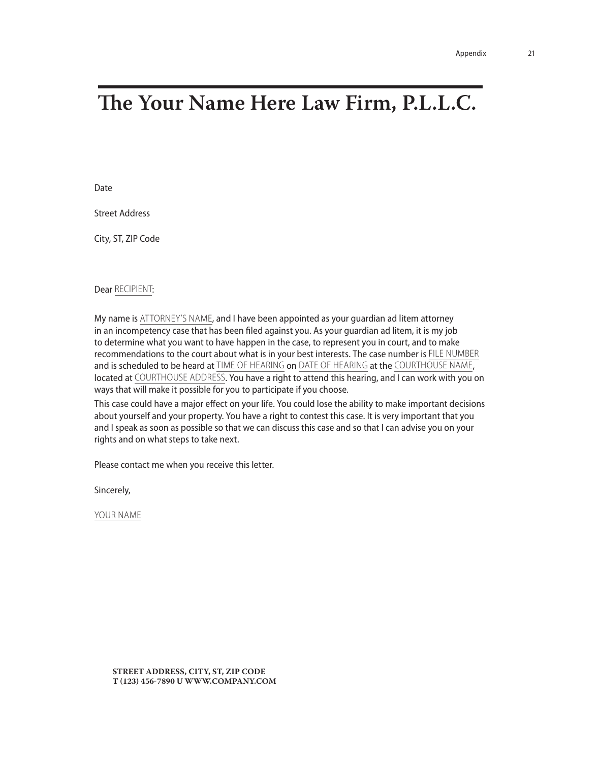# The Your Name Here Law Firm, P.L.L.C.

Date

Street Address

City, ST, ZIP Code

Dear RECIPIENT:

My name is ATTORNEY'S NAME, and I have been appointed as your guardian ad litem attorney in an incompetency case that has been filed against you. As your guardian ad litem, it is my job to determine what you want to have happen in the case, to represent you in court, and to make recommendations to the court about what is in your best interests. The case number is FILE NUMBER and is scheduled to be heard at TIME OF HEARING on DATE OF HEARING at the COURTHOUSE NAME, located at COURTHOUSE ADDRESS. You have a right to attend this hearing, and I can work with you on ways that will make it possible for you to participate if you choose.

This case could have a major effect on your life. You could lose the ability to make important decisions about yourself and your property. You have a right to contest this case. It is very important that you and I speak as soon as possible so that we can discuss this case and so that I can advise you on your rights and on what steps to take next.

Please contact me when you receive this letter.

Sincerely,

YOUR NAME

**STREET ADDRESS, CITY, ST, ZIP CODE**
**T (123) 456-7890 U WWW.COMPANY.COM**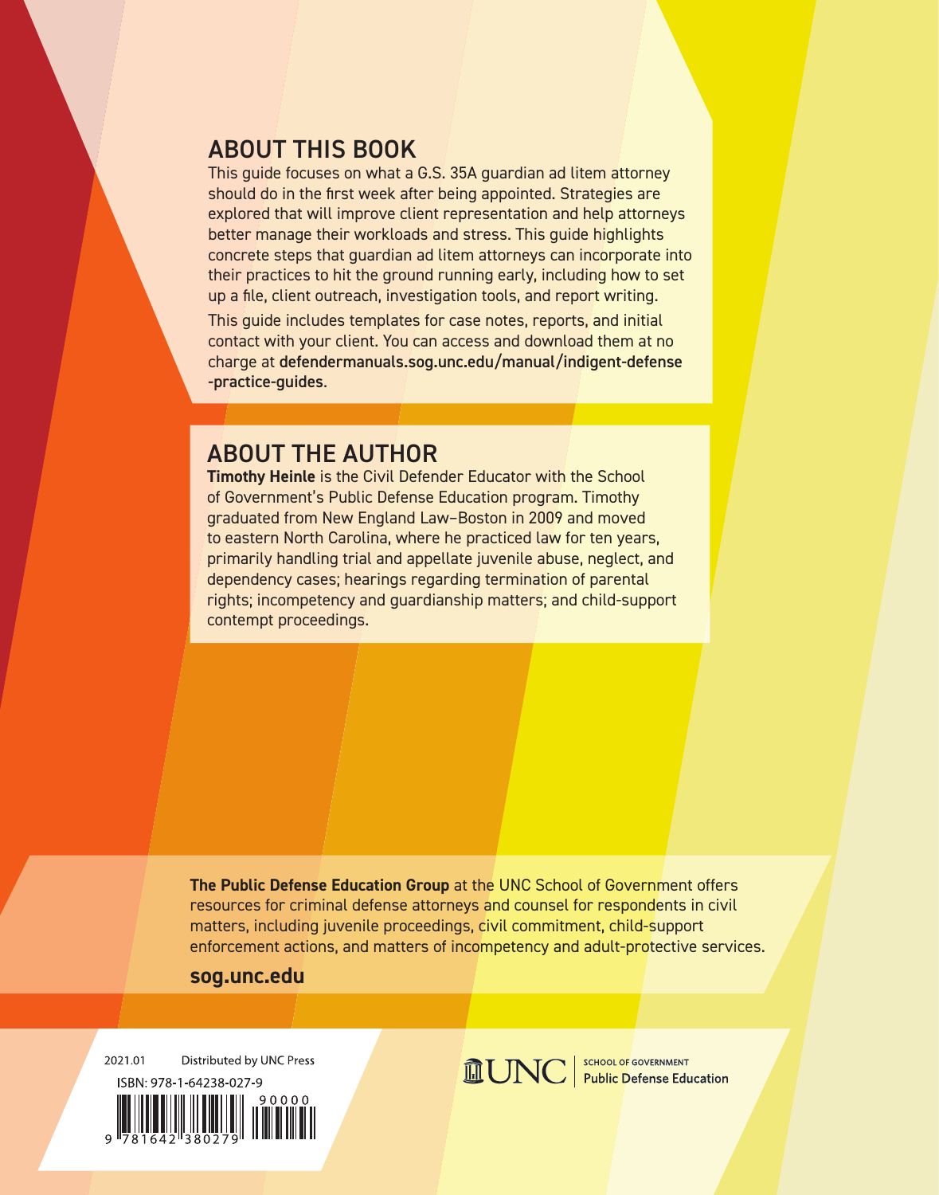## ABOUT THIS BOOK

This guide focuses on what a G.S. 35A guardian ad litem attorney should do in the first week after being appointed. Strategies are explored that will improve client representation and help attorneys better manage their workloads and stress. This guide highlights concrete steps that guardian ad litem attorneys can incorporate into their practices to hit the ground running early, including how to set up a file, client outreach, investigation tools, and report writing.

This guide includes templates for case notes, reports, and initial contact with your client. You can access and download them at no charge at **defendermanuals.sog.unc.edu/manual/indigent-defense-practice-guides**.

## ABOUT THE AUTHOR

**Timothy Heinle** is the Civil Defender Educator with the School of Government's Public Defense Education program. Timothy graduated from New England Law–Boston in 2009 and moved to eastern North Carolina, where he practiced law for ten years, primarily handling trial and appellate juvenile abuse, neglect, and dependency cases; hearings regarding termination of parental rights; incompetency and guardianship matters; and child-support contempt proceedings.

**The Public Defense Education Group** at the UNC School of Government offers resources for criminal defense attorneys and counsel for respondents in civil matters, including juvenile proceedings, civil commitment, child-support enforcement actions, and matters of incompetency and adult-protective services.

**sog.unc.edu**

2021.01 Distributed by UNC Press

ISBN: 978-1-64238-027-9

9 781642 380279 90000

UNC SCHOOL OF GOVERNMENT Public Defense Education